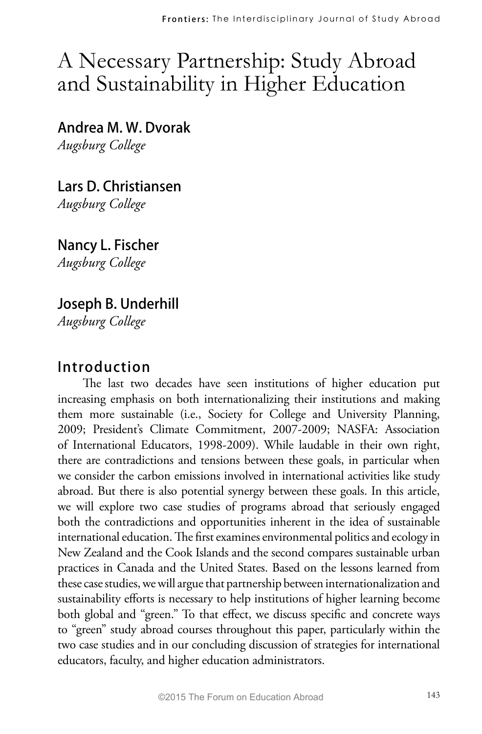# A Necessary Partnership: Study Abroad and Sustainability in Higher Education

**Andrea M. W. Dvorak**
*Augsburg College*

**Lars D. Christiansen**
*Augsburg College*

**Nancy L. Fischer**
*Augsburg College*

**Joseph B. Underhill**
*Augsburg College*

## Introduction

The last two decades have seen institutions of higher education put increasing emphasis on both internationalizing their institutions and making them more sustainable (i.e., Society for College and University Planning, 2009; President's Climate Commitment, 2007-2009; NASFA: Association of International Educators, 1998-2009). While laudable in their own right, there are contradictions and tensions between these goals, in particular when we consider the carbon emissions involved in international activities like study abroad. But there is also potential synergy between these goals. In this article, we will explore two case studies of programs abroad that seriously engaged both the contradictions and opportunities inherent in the idea of sustainable international education. The first examines environmental politics and ecology in New Zealand and the Cook Islands and the second compares sustainable urban practices in Canada and the United States. Based on the lessons learned from these case studies, we will argue that partnership between internationalization and sustainability efforts is necessary to help institutions of higher learning become both global and "green." To that effect, we discuss specific and concrete ways to "green" study abroad courses throughout this paper, particularly within the two case studies and in our concluding discussion of strategies for international educators, faculty, and higher education administrators.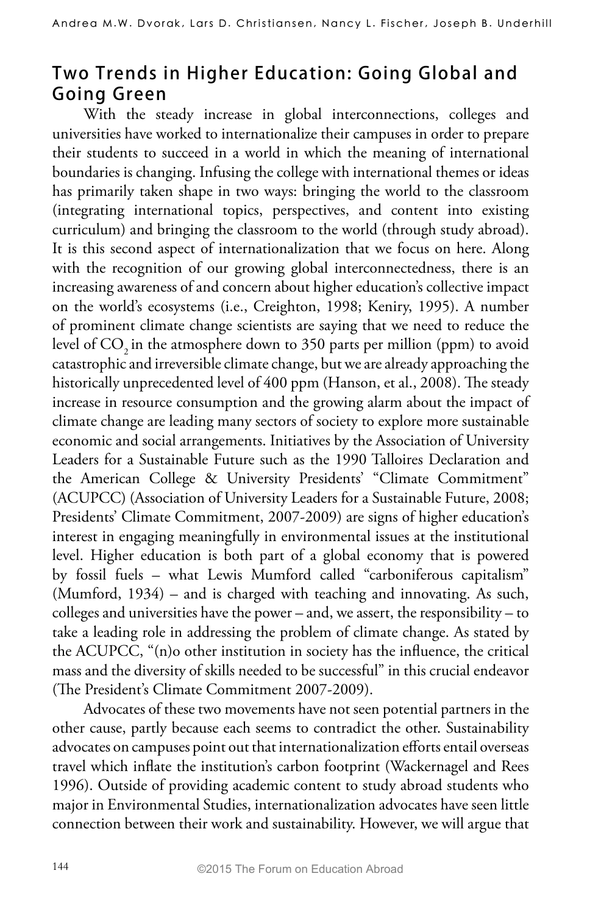## Two Trends in Higher Education: Going Global and Going Green

With the steady increase in global interconnections, colleges and universities have worked to internationalize their campuses in order to prepare their students to succeed in a world in which the meaning of international boundaries is changing. Infusing the college with international themes or ideas has primarily taken shape in two ways: bringing the world to the classroom (integrating international topics, perspectives, and content into existing curriculum) and bringing the classroom to the world (through study abroad). It is this second aspect of internationalization that we focus on here. Along with the recognition of our growing global interconnectedness, there is an increasing awareness of and concern about higher education's collective impact on the world's ecosystems (i.e., Creighton, 1998; Keniry, 1995). A number of prominent climate change scientists are saying that we need to reduce the level of $CO_2$ in the atmosphere down to 350 parts per million (ppm) to avoid catastrophic and irreversible climate change, but we are already approaching the historically unprecedented level of 400 ppm (Hanson, et al., 2008). The steady increase in resource consumption and the growing alarm about the impact of climate change are leading many sectors of society to explore more sustainable economic and social arrangements. Initiatives by the Association of University Leaders for a Sustainable Future such as the 1990 Talloires Declaration and the American College & University Presidents' "Climate Commitment" (ACUPCC) (Association of University Leaders for a Sustainable Future, 2008; Presidents' Climate Commitment, 2007-2009) are signs of higher education's interest in engaging meaningfully in environmental issues at the institutional level. Higher education is both part of a global economy that is powered by fossil fuels – what Lewis Mumford called "carboniferous capitalism" (Mumford, 1934) – and is charged with teaching and innovating. As such, colleges and universities have the power – and, we assert, the responsibility – to take a leading role in addressing the problem of climate change. As stated by the ACUPCC, "(n)o other institution in society has the influence, the critical mass and the diversity of skills needed to be successful" in this crucial endeavor (The President's Climate Commitment 2007-2009).

Advocates of these two movements have not seen potential partners in the other cause, partly because each seems to contradict the other. Sustainability advocates on campuses point out that internationalization efforts entail overseas travel which inflate the institution's carbon footprint (Wackernagel and Rees 1996). Outside of providing academic content to study abroad students who major in Environmental Studies, internationalization advocates have seen little connection between their work and sustainability. However, we will argue that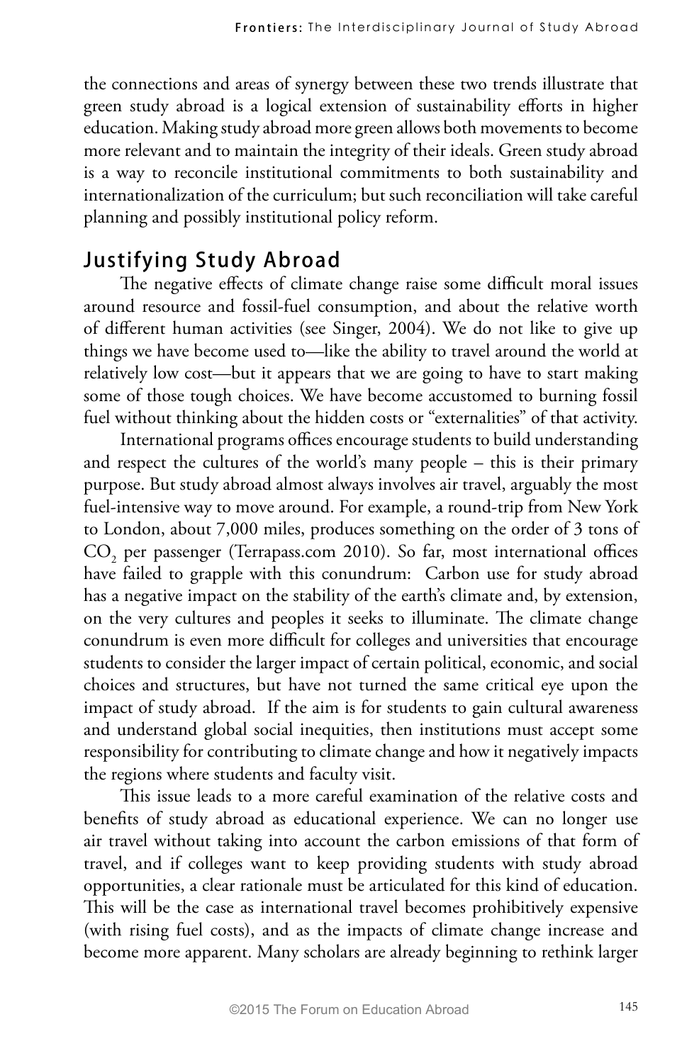the connections and areas of synergy between these two trends illustrate that green study abroad is a logical extension of sustainability efforts in higher education. Making study abroad more green allows both movements to become more relevant and to maintain the integrity of their ideals. Green study abroad is a way to reconcile institutional commitments to both sustainability and internationalization of the curriculum; but such reconciliation will take careful planning and possibly institutional policy reform.

## Justifying Study Abroad

The negative effects of climate change raise some difficult moral issues around resource and fossil-fuel consumption, and about the relative worth of different human activities (see Singer, 2004). We do not like to give up things we have become used to—like the ability to travel around the world at relatively low cost—but it appears that we are going to have to start making some of those tough choices. We have become accustomed to burning fossil fuel without thinking about the hidden costs or "externalities" of that activity.

International programs offices encourage students to build understanding and respect the cultures of the world's many people – this is their primary purpose. But study abroad almost always involves air travel, arguably the most fuel-intensive way to move around. For example, a round-trip from New York to London, about 7,000 miles, produces something on the order of 3 tons of $CO_2$ per passenger (Terrapass.com 2010). So far, most international offices have failed to grapple with this conundrum: Carbon use for study abroad has a negative impact on the stability of the earth's climate and, by extension, on the very cultures and peoples it seeks to illuminate. The climate change conundrum is even more difficult for colleges and universities that encourage students to consider the larger impact of certain political, economic, and social choices and structures, but have not turned the same critical eye upon the impact of study abroad. If the aim is for students to gain cultural awareness and understand global social inequities, then institutions must accept some responsibility for contributing to climate change and how it negatively impacts the regions where students and faculty visit.

This issue leads to a more careful examination of the relative costs and benefits of study abroad as educational experience. We can no longer use air travel without taking into account the carbon emissions of that form of travel, and if colleges want to keep providing students with study abroad opportunities, a clear rationale must be articulated for this kind of education. This will be the case as international travel becomes prohibitively expensive (with rising fuel costs), and as the impacts of climate change increase and become more apparent. Many scholars are already beginning to rethink larger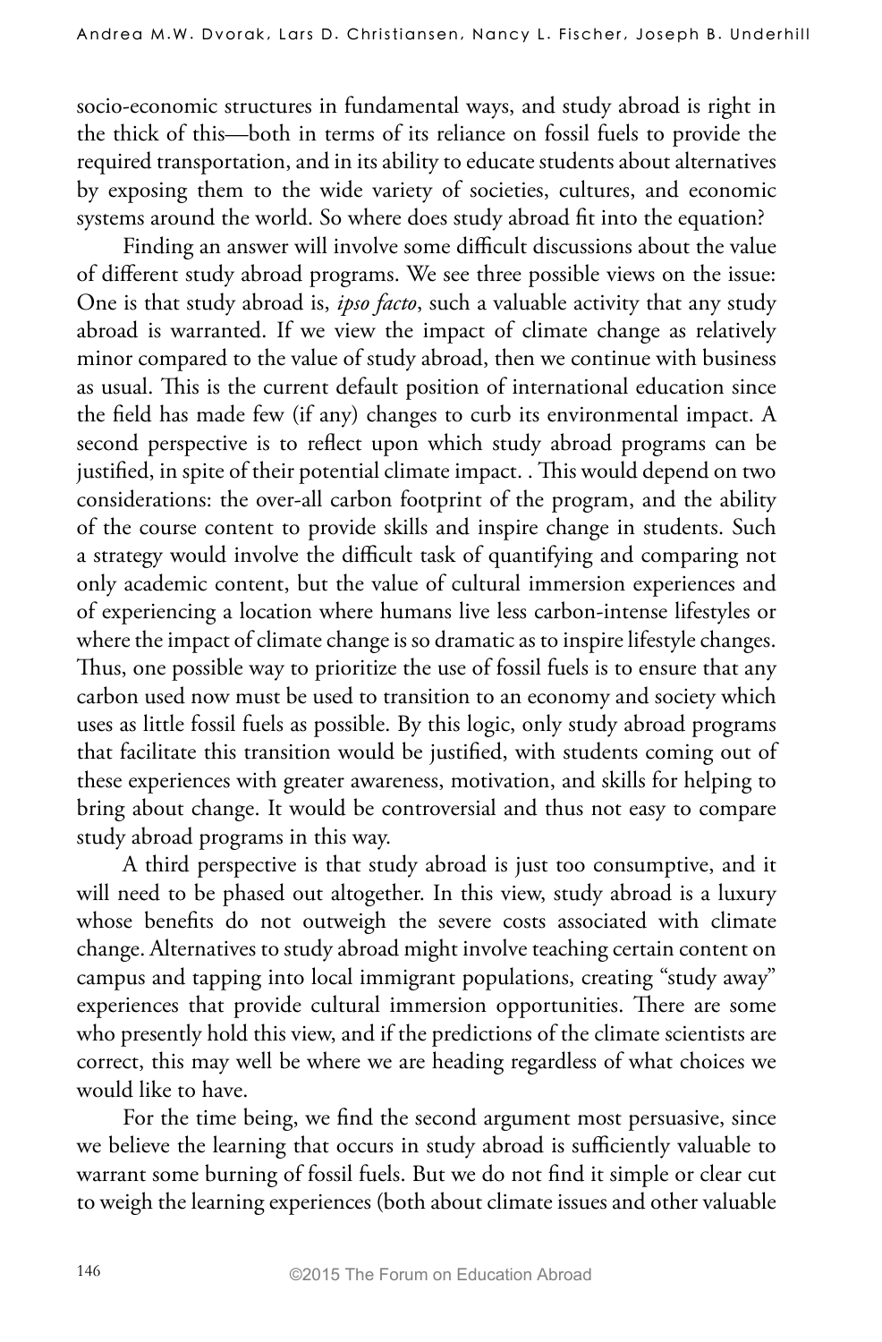socio-economic structures in fundamental ways, and study abroad is right in the thick of this—both in terms of its reliance on fossil fuels to provide the required transportation, and in its ability to educate students about alternatives by exposing them to the wide variety of societies, cultures, and economic systems around the world. So where does study abroad fit into the equation?

Finding an answer will involve some difficult discussions about the value of different study abroad programs. We see three possible views on the issue: One is that study abroad is, *ipso facto*, such a valuable activity that any study abroad is warranted. If we view the impact of climate change as relatively minor compared to the value of study abroad, then we continue with business as usual. This is the current default position of international education since the field has made few (if any) changes to curb its environmental impact. A second perspective is to reflect upon which study abroad programs can be justified, in spite of their potential climate impact. . This would depend on two considerations: the over-all carbon footprint of the program, and the ability of the course content to provide skills and inspire change in students. Such a strategy would involve the difficult task of quantifying and comparing not only academic content, but the value of cultural immersion experiences and of experiencing a location where humans live less carbon-intense lifestyles or where the impact of climate change is so dramatic as to inspire lifestyle changes. Thus, one possible way to prioritize the use of fossil fuels is to ensure that any carbon used now must be used to transition to an economy and society which uses as little fossil fuels as possible. By this logic, only study abroad programs that facilitate this transition would be justified, with students coming out of these experiences with greater awareness, motivation, and skills for helping to bring about change. It would be controversial and thus not easy to compare study abroad programs in this way.

A third perspective is that study abroad is just too consumptive, and it will need to be phased out altogether. In this view, study abroad is a luxury whose benefits do not outweigh the severe costs associated with climate change. Alternatives to study abroad might involve teaching certain content on campus and tapping into local immigrant populations, creating "study away" experiences that provide cultural immersion opportunities. There are some who presently hold this view, and if the predictions of the climate scientists are correct, this may well be where we are heading regardless of what choices we would like to have.

For the time being, we find the second argument most persuasive, since we believe the learning that occurs in study abroad is sufficiently valuable to warrant some burning of fossil fuels. But we do not find it simple or clear cut to weigh the learning experiences (both about climate issues and other valuable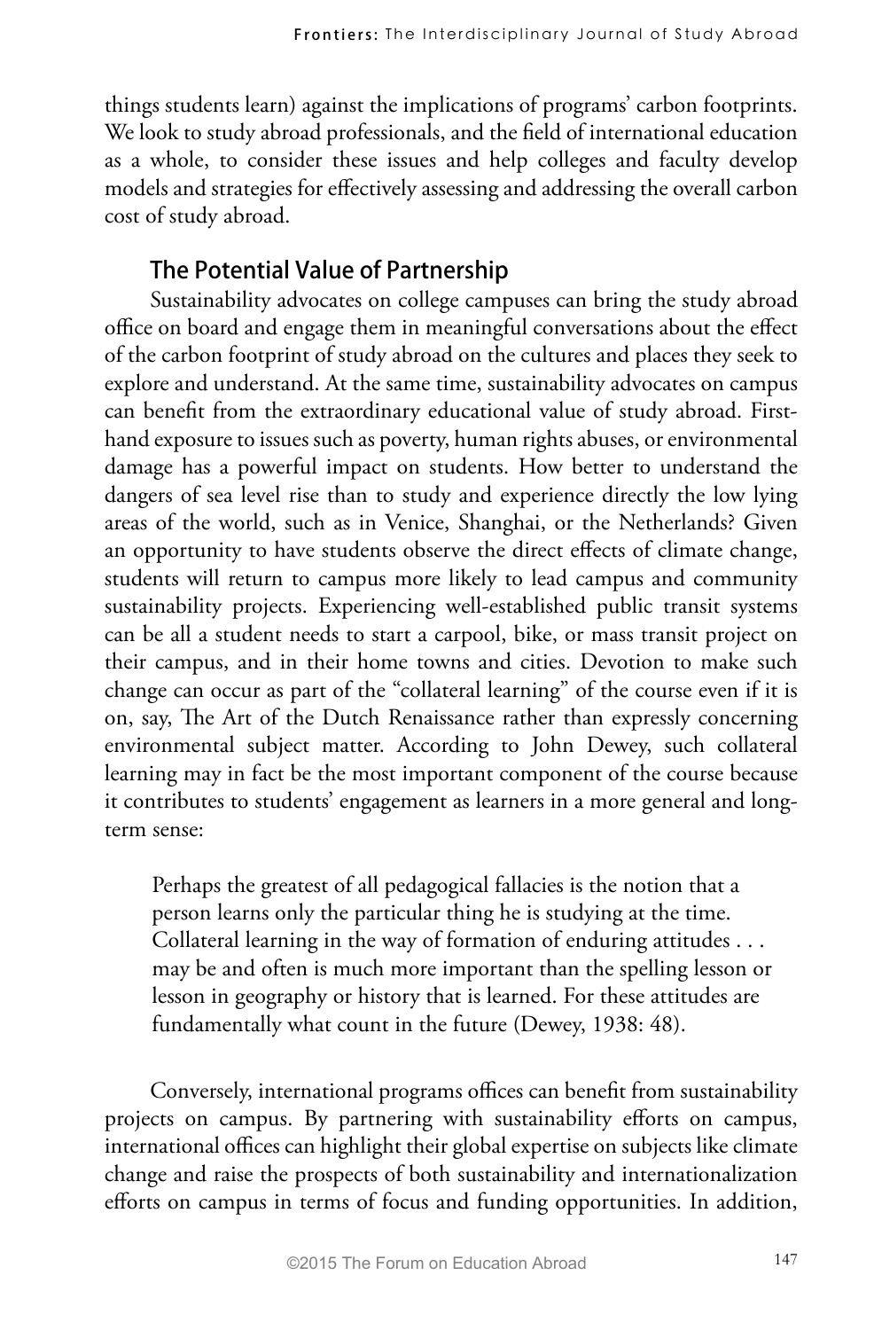things students learn) against the implications of programs' carbon footprints. We look to study abroad professionals, and the field of international education as a whole, to consider these issues and help colleges and faculty develop models and strategies for effectively assessing and addressing the overall carbon cost of study abroad.

## The Potential Value of Partnership

Sustainability advocates on college campuses can bring the study abroad office on board and engage them in meaningful conversations about the effect of the carbon footprint of study abroad on the cultures and places they seek to explore and understand. At the same time, sustainability advocates on campus can benefit from the extraordinary educational value of study abroad. First-hand exposure to issues such as poverty, human rights abuses, or environmental damage has a powerful impact on students. How better to understand the dangers of sea level rise than to study and experience directly the low lying areas of the world, such as in Venice, Shanghai, or the Netherlands? Given an opportunity to have students observe the direct effects of climate change, students will return to campus more likely to lead campus and community sustainability projects. Experiencing well-established public transit systems can be all a student needs to start a carpool, bike, or mass transit project on their campus, and in their home towns and cities. Devotion to make such change can occur as part of the "collateral learning" of the course even if it is on, say, The Art of the Dutch Renaissance rather than expressly concerning environmental subject matter. According to John Dewey, such collateral learning may in fact be the most important component of the course because it contributes to students' engagement as learners in a more general and long-term sense:

> Perhaps the greatest of all pedagogical fallacies is the notion that a person learns only the particular thing he is studying at the time. Collateral learning in the way of formation of enduring attitudes . . . may be and often is much more important than the spelling lesson or lesson in geography or history that is learned. For these attitudes are fundamentally what count in the future (Dewey, 1938: 48).

Conversely, international programs offices can benefit from sustainability projects on campus. By partnering with sustainability efforts on campus, international offices can highlight their global expertise on subjects like climate change and raise the prospects of both sustainability and internationalization efforts on campus in terms of focus and funding opportunities. In addition,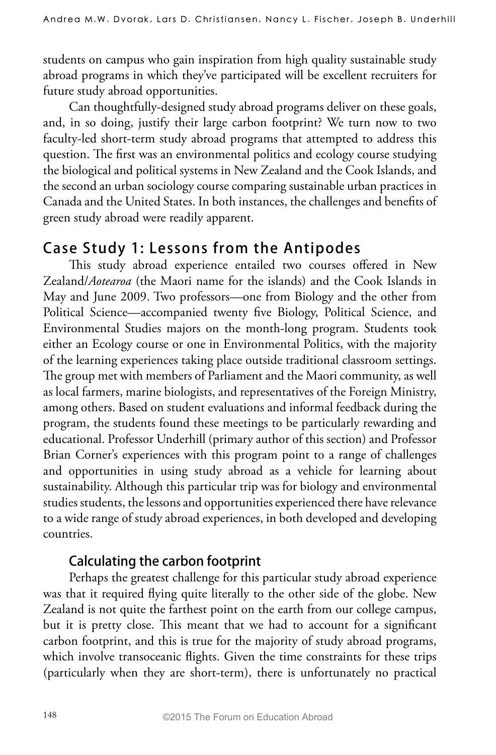students on campus who gain inspiration from high quality sustainable study abroad programs in which they've participated will be excellent recruiters for future study abroad opportunities.

Can thoughtfully-designed study abroad programs deliver on these goals, and, in so doing, justify their large carbon footprint? We turn now to two faculty-led short-term study abroad programs that attempted to address this question. The first was an environmental politics and ecology course studying the biological and political systems in New Zealand and the Cook Islands, and the second an urban sociology course comparing sustainable urban practices in Canada and the United States. In both instances, the challenges and benefits of green study abroad were readily apparent.

## Case Study 1: Lessons from the Antipodes

This study abroad experience entailed two courses offered in New Zealand/*Aotearoa* (the Maori name for the islands) and the Cook Islands in May and June 2009. Two professors—one from Biology and the other from Political Science—accompanied twenty five Biology, Political Science, and Environmental Studies majors on the month-long program. Students took either an Ecology course or one in Environmental Politics, with the majority of the learning experiences taking place outside traditional classroom settings. The group met with members of Parliament and the Maori community, as well as local farmers, marine biologists, and representatives of the Foreign Ministry, among others. Based on student evaluations and informal feedback during the program, the students found these meetings to be particularly rewarding and educational. Professor Underhill (primary author of this section) and Professor Brian Corner's experiences with this program point to a range of challenges and opportunities in using study abroad as a vehicle for learning about sustainability. Although this particular trip was for biology and environmental studies students, the lessons and opportunities experienced there have relevance to a wide range of study abroad experiences, in both developed and developing countries.

### Calculating the carbon footprint

Perhaps the greatest challenge for this particular study abroad experience was that it required flying quite literally to the other side of the globe. New Zealand is not quite the farthest point on the earth from our college campus, but it is pretty close. This meant that we had to account for a significant carbon footprint, and this is true for the majority of study abroad programs, which involve transoceanic flights. Given the time constraints for these trips (particularly when they are short-term), there is unfortunately no practical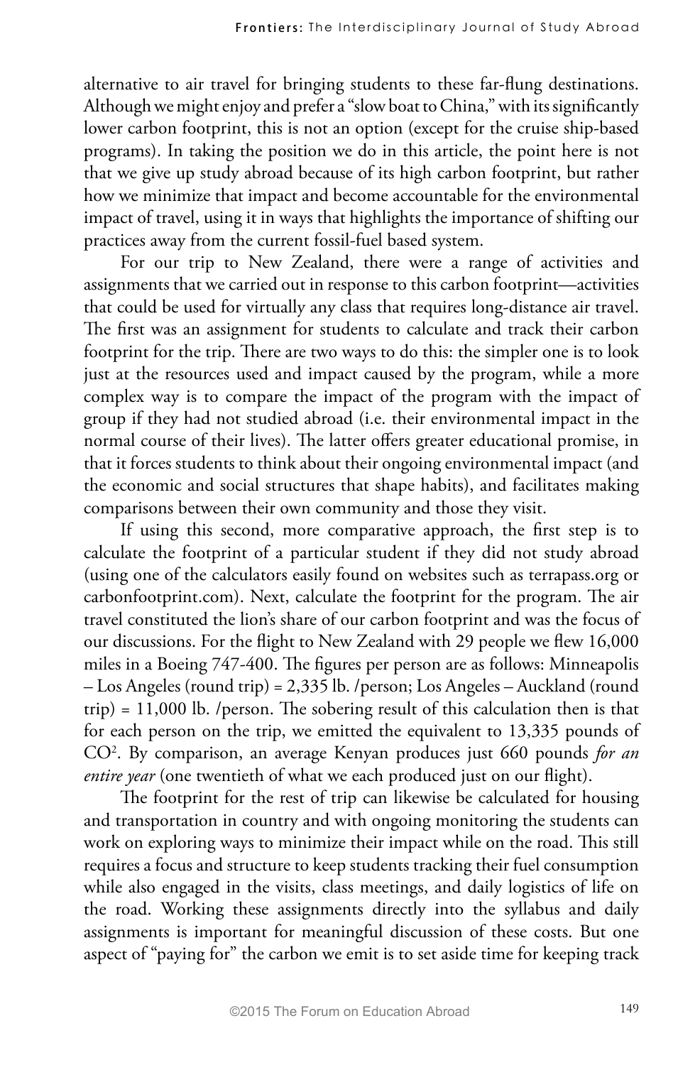alternative to air travel for bringing students to these far-flung destinations. Although we might enjoy and prefer a "slow boat to China," with its significantly lower carbon footprint, this is not an option (except for the cruise ship-based programs). In taking the position we do in this article, the point here is not that we give up study abroad because of its high carbon footprint, but rather how we minimize that impact and become accountable for the environmental impact of travel, using it in ways that highlights the importance of shifting our practices away from the current fossil-fuel based system.

For our trip to New Zealand, there were a range of activities and assignments that we carried out in response to this carbon footprint—activities that could be used for virtually any class that requires long-distance air travel. The first was an assignment for students to calculate and track their carbon footprint for the trip. There are two ways to do this: the simpler one is to look just at the resources used and impact caused by the program, while a more complex way is to compare the impact of the program with the impact of group if they had not studied abroad (i.e. their environmental impact in the normal course of their lives). The latter offers greater educational promise, in that it forces students to think about their ongoing environmental impact (and the economic and social structures that shape habits), and facilitates making comparisons between their own community and those they visit.

If using this second, more comparative approach, the first step is to calculate the footprint of a particular student if they did not study abroad (using one of the calculators easily found on websites such as terrapass.org or carbonfootprint.com). Next, calculate the footprint for the program. The air travel constituted the lion's share of our carbon footprint and was the focus of our discussions. For the flight to New Zealand with 29 people we flew 16,000 miles in a Boeing 747-400. The figures per person are as follows: Minneapolis – Los Angeles (round trip) = 2,335 lb. /person; Los Angeles – Auckland (round trip) = 11,000 lb. /person. The sobering result of this calculation then is that for each person on the trip, we emitted the equivalent to 13,335 pounds of $CO^2$. By comparison, an average Kenyan produces just 660 pounds *for an entire year* (one twentieth of what we each produced just on our flight).

The footprint for the rest of trip can likewise be calculated for housing and transportation in country and with ongoing monitoring the students can work on exploring ways to minimize their impact while on the road. This still requires a focus and structure to keep students tracking their fuel consumption while also engaged in the visits, class meetings, and daily logistics of life on the road. Working these assignments directly into the syllabus and daily assignments is important for meaningful discussion of these costs. But one aspect of "paying for" the carbon we emit is to set aside time for keeping track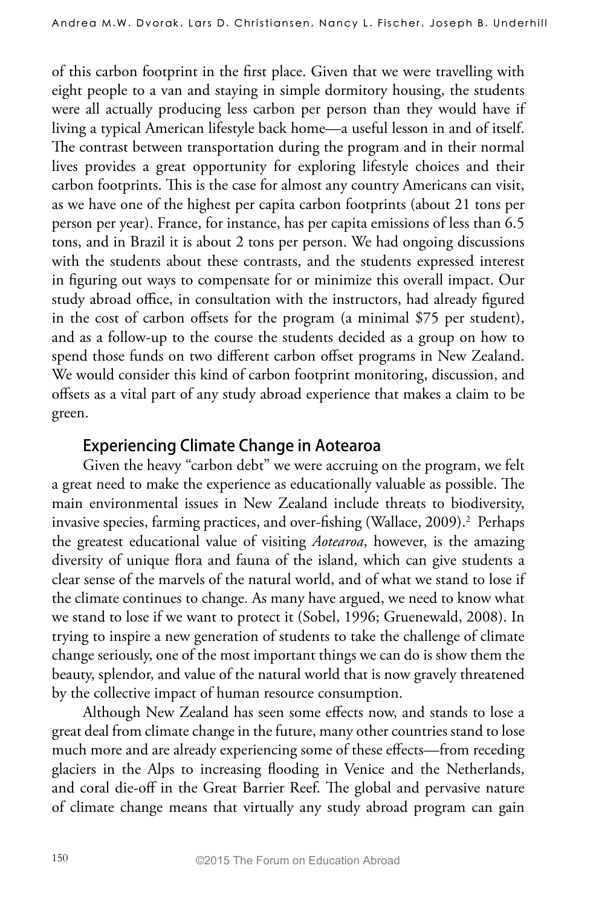of this carbon footprint in the first place. Given that we were travelling with eight people to a van and staying in simple dormitory housing, the students were all actually producing less carbon per person than they would have if living a typical American lifestyle back home—a useful lesson in and of itself. The contrast between transportation during the program and in their normal lives provides a great opportunity for exploring lifestyle choices and their carbon footprints. This is the case for almost any country Americans can visit, as we have one of the highest per capita carbon footprints (about 21 tons per person per year). France, for instance, has per capita emissions of less than 6.5 tons, and in Brazil it is about 2 tons per person. We had ongoing discussions with the students about these contrasts, and the students expressed interest in figuring out ways to compensate for or minimize this overall impact. Our study abroad office, in consultation with the instructors, had already figured in the cost of carbon offsets for the program (a minimal $75 per student), and as a follow-up to the course the students decided as a group on how to spend those funds on two different carbon offset programs in New Zealand. We would consider this kind of carbon footprint monitoring, discussion, and offsets as a vital part of any study abroad experience that makes a claim to be green.

## Experiencing Climate Change in Aotearoa

Given the heavy "carbon debt" we were accruing on the program, we felt a great need to make the experience as educationally valuable as possible. The main environmental issues in New Zealand include threats to biodiversity, invasive species, farming practices, and over-fishing (Wallace, 2009).[2] Perhaps the greatest educational value of visiting *Aotearoa*, however, is the amazing diversity of unique flora and fauna of the island, which can give students a clear sense of the marvels of the natural world, and of what we stand to lose if the climate continues to change. As many have argued, we need to know what we stand to lose if we want to protect it (Sobel, 1996; Gruenewald, 2008). In trying to inspire a new generation of students to take the challenge of climate change seriously, one of the most important things we can do is show them the beauty, splendor, and value of the natural world that is now gravely threatened by the collective impact of human resource consumption.

Although New Zealand has seen some effects now, and stands to lose a great deal from climate change in the future, many other countries stand to lose much more and are already experiencing some of these effects—from receding glaciers in the Alps to increasing flooding in Venice and the Netherlands, and coral die-off in the Great Barrier Reef. The global and pervasive nature of climate change means that virtually any study abroad program can gain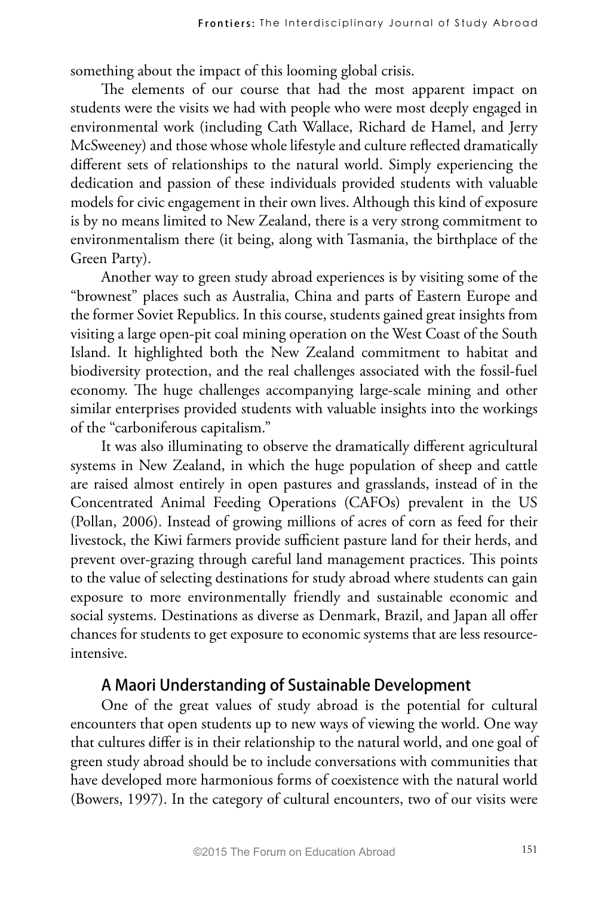something about the impact of this looming global crisis.

The elements of our course that had the most apparent impact on students were the visits we had with people who were most deeply engaged in environmental work (including Cath Wallace, Richard de Hamel, and Jerry McSweeney) and those whose whole lifestyle and culture reflected dramatically different sets of relationships to the natural world. Simply experiencing the dedication and passion of these individuals provided students with valuable models for civic engagement in their own lives. Although this kind of exposure is by no means limited to New Zealand, there is a very strong commitment to environmentalism there (it being, along with Tasmania, the birthplace of the Green Party).

Another way to green study abroad experiences is by visiting some of the "brownest" places such as Australia, China and parts of Eastern Europe and the former Soviet Republics. In this course, students gained great insights from visiting a large open-pit coal mining operation on the West Coast of the South Island. It highlighted both the New Zealand commitment to habitat and biodiversity protection, and the real challenges associated with the fossil-fuel economy. The huge challenges accompanying large-scale mining and other similar enterprises provided students with valuable insights into the workings of the "carboniferous capitalism."

It was also illuminating to observe the dramatically different agricultural systems in New Zealand, in which the huge population of sheep and cattle are raised almost entirely in open pastures and grasslands, instead of in the Concentrated Animal Feeding Operations (CAFOs) prevalent in the US (Pollan, 2006). Instead of growing millions of acres of corn as feed for their livestock, the Kiwi farmers provide sufficient pasture land for their herds, and prevent over-grazing through careful land management practices. This points to the value of selecting destinations for study abroad where students can gain exposure to more environmentally friendly and sustainable economic and social systems. Destinations as diverse as Denmark, Brazil, and Japan all offer chances for students to get exposure to economic systems that are less resource-intensive.

## A Maori Understanding of Sustainable Development

One of the great values of study abroad is the potential for cultural encounters that open students up to new ways of viewing the world. One way that cultures differ is in their relationship to the natural world, and one goal of green study abroad should be to include conversations with communities that have developed more harmonious forms of coexistence with the natural world (Bowers, 1997). In the category of cultural encounters, two of our visits were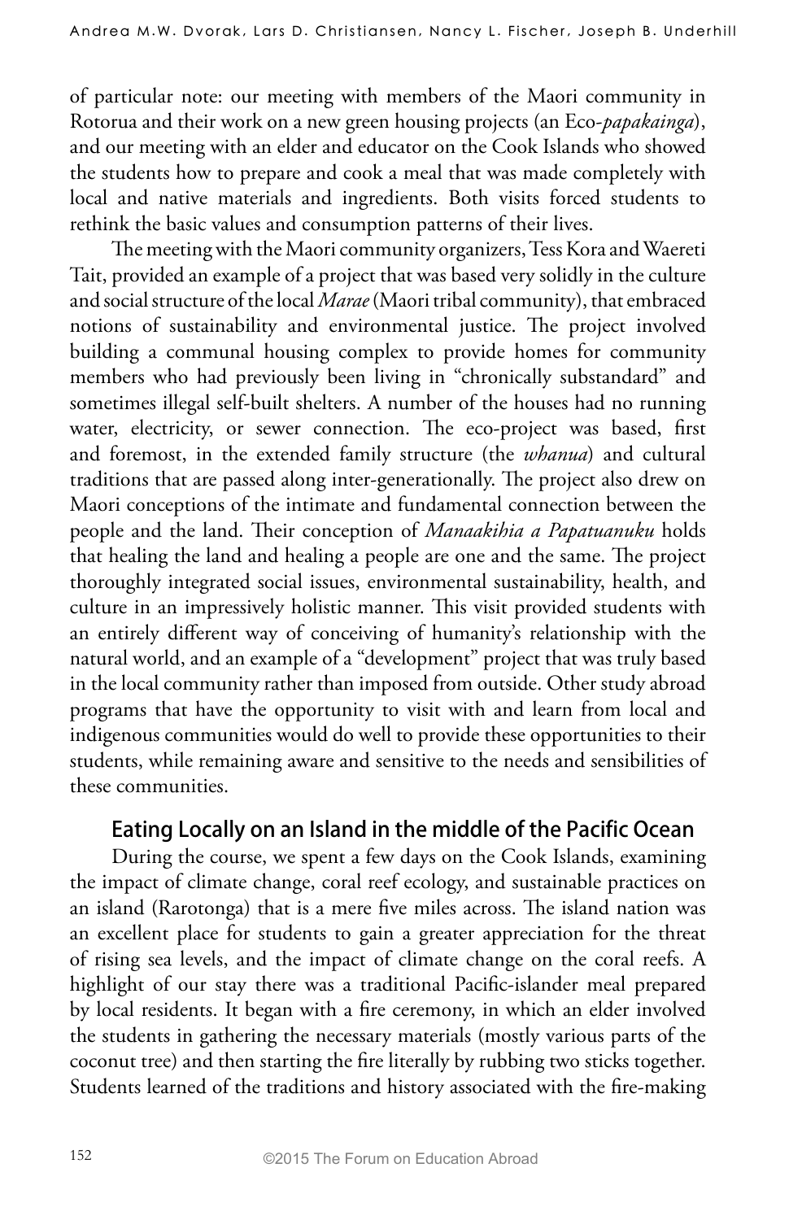of particular note: our meeting with members of the Maori community in Rotorua and their work on a new green housing projects (an Eco-*papakainga*), and our meeting with an elder and educator on the Cook Islands who showed the students how to prepare and cook a meal that was made completely with local and native materials and ingredients. Both visits forced students to rethink the basic values and consumption patterns of their lives.

The meeting with the Maori community organizers, Tess Kora and Waereti Tait, provided an example of a project that was based very solidly in the culture and social structure of the local *Marae* (Maori tribal community), that embraced notions of sustainability and environmental justice. The project involved building a communal housing complex to provide homes for community members who had previously been living in "chronically substandard" and sometimes illegal self-built shelters. A number of the houses had no running water, electricity, or sewer connection. The eco-project was based, first and foremost, in the extended family structure (the *whanua*) and cultural traditions that are passed along inter-generationally. The project also drew on Maori conceptions of the intimate and fundamental connection between the people and the land. Their conception of *Manaakihia a Papatuanuku* holds that healing the land and healing a people are one and the same. The project thoroughly integrated social issues, environmental sustainability, health, and culture in an impressively holistic manner. This visit provided students with an entirely different way of conceiving of humanity's relationship with the natural world, and an example of a "development" project that was truly based in the local community rather than imposed from outside. Other study abroad programs that have the opportunity to visit with and learn from local and indigenous communities would do well to provide these opportunities to their students, while remaining aware and sensitive to the needs and sensibilities of these communities.

## Eating Locally on an Island in the middle of the Pacific Ocean

During the course, we spent a few days on the Cook Islands, examining the impact of climate change, coral reef ecology, and sustainable practices on an island (Rarotonga) that is a mere five miles across. The island nation was an excellent place for students to gain a greater appreciation for the threat of rising sea levels, and the impact of climate change on the coral reefs. A highlight of our stay there was a traditional Pacific-islander meal prepared by local residents. It began with a fire ceremony, in which an elder involved the students in gathering the necessary materials (mostly various parts of the coconut tree) and then starting the fire literally by rubbing two sticks together. Students learned of the traditions and history associated with the fire-making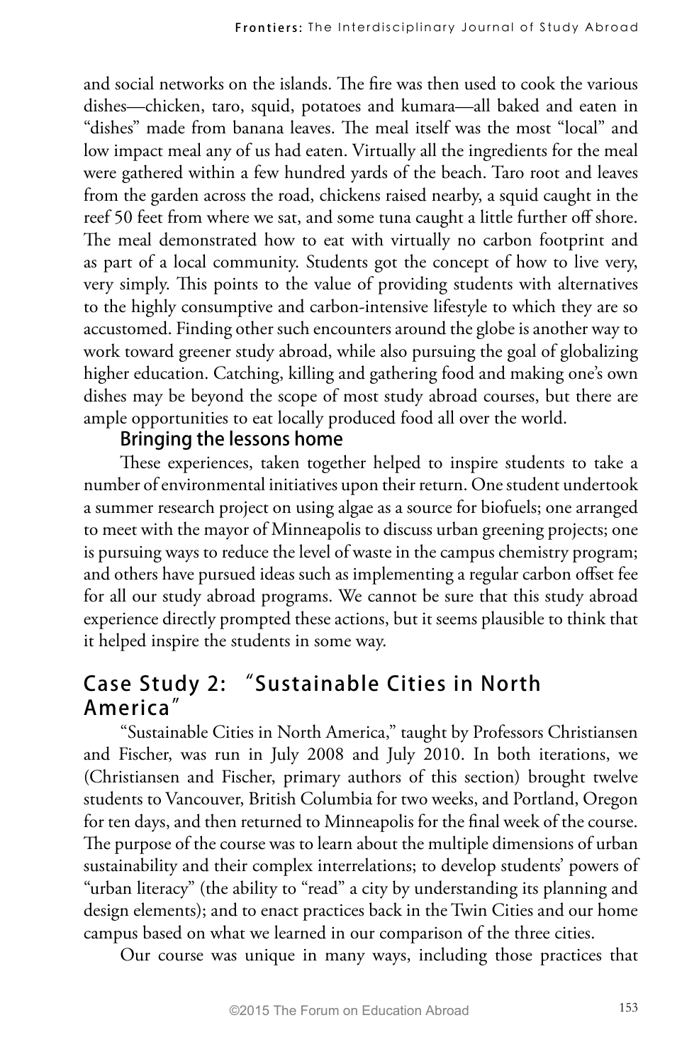and social networks on the islands. The fire was then used to cook the various dishes—chicken, taro, squid, potatoes and kumara—all baked and eaten in "dishes" made from banana leaves. The meal itself was the most "local" and low impact meal any of us had eaten. Virtually all the ingredients for the meal were gathered within a few hundred yards of the beach. Taro root and leaves from the garden across the road, chickens raised nearby, a squid caught in the reef 50 feet from where we sat, and some tuna caught a little further off shore. The meal demonstrated how to eat with virtually no carbon footprint and as part of a local community. Students got the concept of how to live very, very simply. This points to the value of providing students with alternatives to the highly consumptive and carbon-intensive lifestyle to which they are so accustomed. Finding other such encounters around the globe is another way to work toward greener study abroad, while also pursuing the goal of globalizing higher education. Catching, killing and gathering food and making one's own dishes may be beyond the scope of most study abroad courses, but there are ample opportunities to eat locally produced food all over the world.

### Bringing the lessons home

These experiences, taken together helped to inspire students to take a number of environmental initiatives upon their return. One student undertook a summer research project on using algae as a source for biofuels; one arranged to meet with the mayor of Minneapolis to discuss urban greening projects; one is pursuing ways to reduce the level of waste in the campus chemistry program; and others have pursued ideas such as implementing a regular carbon offset fee for all our study abroad programs. We cannot be sure that this study abroad experience directly prompted these actions, but it seems plausible to think that it helped inspire the students in some way.

## Case Study 2: "Sustainable Cities in North America"

"Sustainable Cities in North America," taught by Professors Christiansen and Fischer, was run in July 2008 and July 2010. In both iterations, we (Christiansen and Fischer, primary authors of this section) brought twelve students to Vancouver, British Columbia for two weeks, and Portland, Oregon for ten days, and then returned to Minneapolis for the final week of the course. The purpose of the course was to learn about the multiple dimensions of urban sustainability and their complex interrelations; to develop students' powers of "urban literacy" (the ability to "read" a city by understanding its planning and design elements); and to enact practices back in the Twin Cities and our home campus based on what we learned in our comparison of the three cities.

Our course was unique in many ways, including those practices that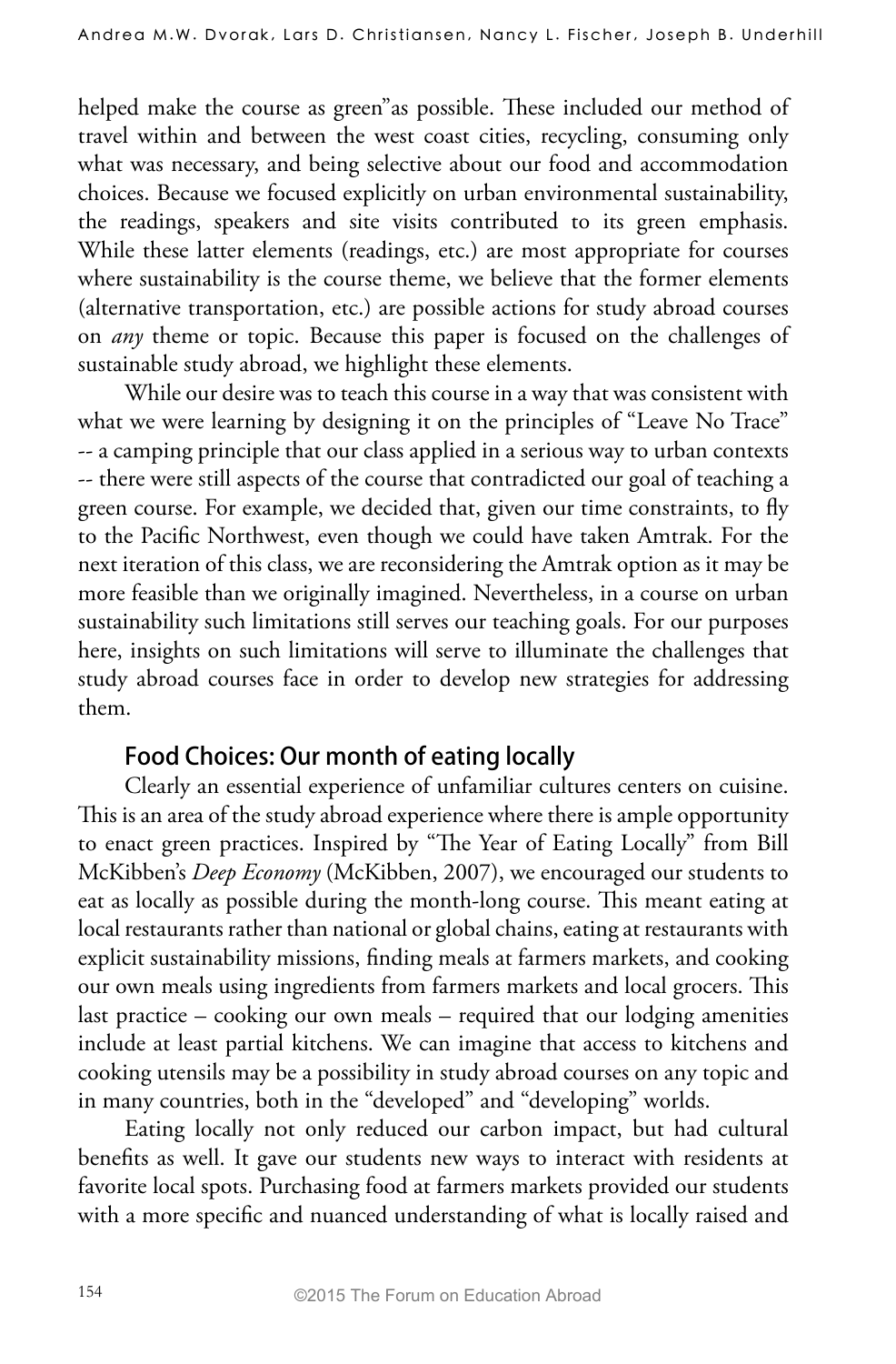helped make the course as green"as possible. These included our method of travel within and between the west coast cities, recycling, consuming only what was necessary, and being selective about our food and accommodation choices. Because we focused explicitly on urban environmental sustainability, the readings, speakers and site visits contributed to its green emphasis. While these latter elements (readings, etc.) are most appropriate for courses where sustainability is the course theme, we believe that the former elements (alternative transportation, etc.) are possible actions for study abroad courses on *any* theme or topic. Because this paper is focused on the challenges of sustainable study abroad, we highlight these elements.

While our desire was to teach this course in a way that was consistent with what we were learning by designing it on the principles of "Leave No Trace" -- a camping principle that our class applied in a serious way to urban contexts -- there were still aspects of the course that contradicted our goal of teaching a green course. For example, we decided that, given our time constraints, to fly to the Pacific Northwest, even though we could have taken Amtrak. For the next iteration of this class, we are reconsidering the Amtrak option as it may be more feasible than we originally imagined. Nevertheless, in a course on urban sustainability such limitations still serves our teaching goals. For our purposes here, insights on such limitations will serve to illuminate the challenges that study abroad courses face in order to develop new strategies for addressing them.

## Food Choices: Our month of eating locally

Clearly an essential experience of unfamiliar cultures centers on cuisine. This is an area of the study abroad experience where there is ample opportunity to enact green practices. Inspired by "The Year of Eating Locally" from Bill McKibben's *Deep Economy* (McKibben, 2007), we encouraged our students to eat as locally as possible during the month-long course. This meant eating at local restaurants rather than national or global chains, eating at restaurants with explicit sustainability missions, finding meals at farmers markets, and cooking our own meals using ingredients from farmers markets and local grocers. This last practice – cooking our own meals – required that our lodging amenities include at least partial kitchens. We can imagine that access to kitchens and cooking utensils may be a possibility in study abroad courses on any topic and in many countries, both in the "developed" and "developing" worlds.

Eating locally not only reduced our carbon impact, but had cultural benefits as well. It gave our students new ways to interact with residents at favorite local spots. Purchasing food at farmers markets provided our students with a more specific and nuanced understanding of what is locally raised and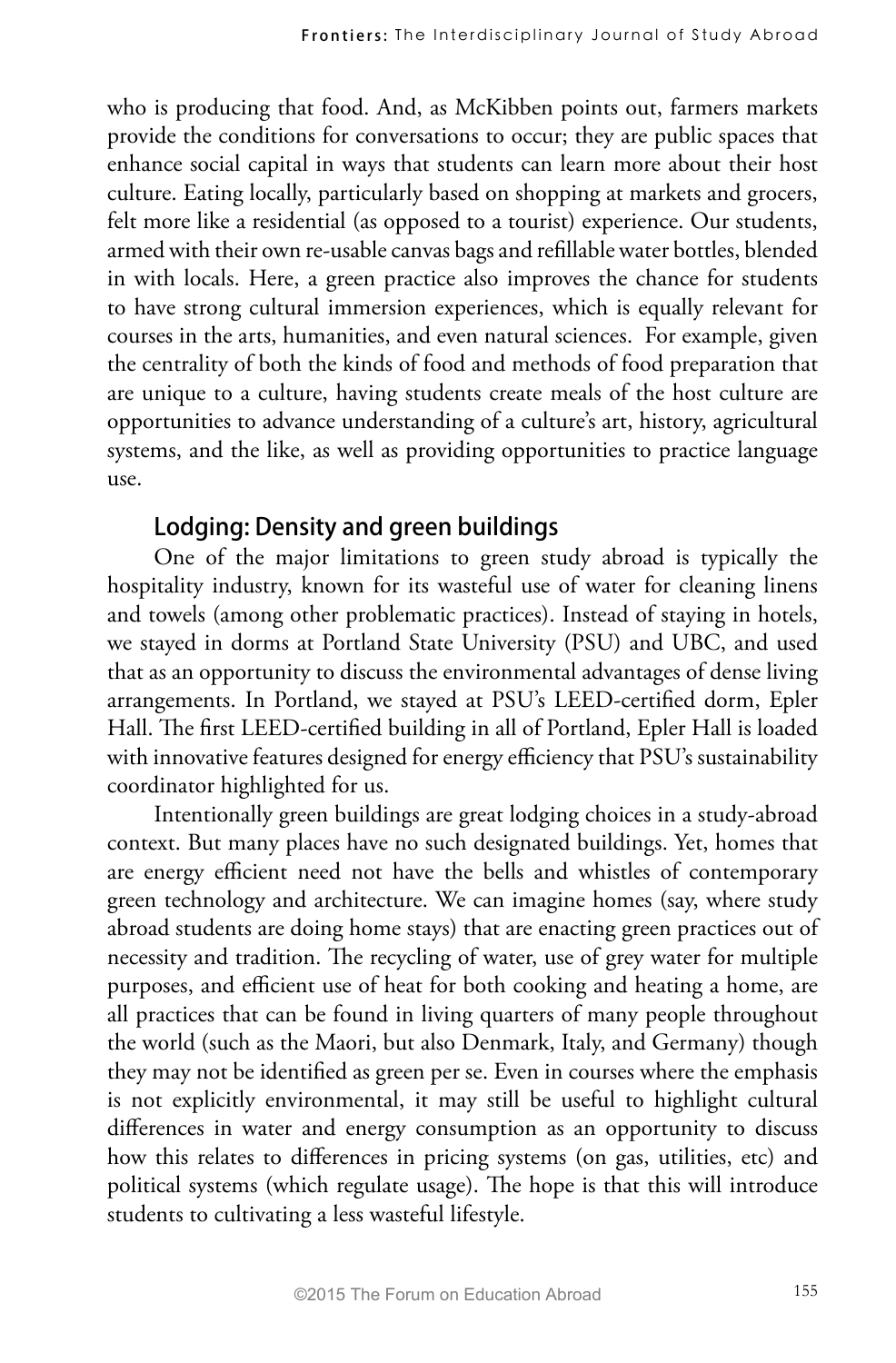who is producing that food. And, as McKibben points out, farmers markets provide the conditions for conversations to occur; they are public spaces that enhance social capital in ways that students can learn more about their host culture. Eating locally, particularly based on shopping at markets and grocers, felt more like a residential (as opposed to a tourist) experience. Our students, armed with their own re-usable canvas bags and refillable water bottles, blended in with locals. Here, a green practice also improves the chance for students to have strong cultural immersion experiences, which is equally relevant for courses in the arts, humanities, and even natural sciences. For example, given the centrality of both the kinds of food and methods of food preparation that are unique to a culture, having students create meals of the host culture are opportunities to advance understanding of a culture's art, history, agricultural systems, and the like, as well as providing opportunities to practice language use.

### Lodging: Density and green buildings

One of the major limitations to green study abroad is typically the hospitality industry, known for its wasteful use of water for cleaning linens and towels (among other problematic practices). Instead of staying in hotels, we stayed in dorms at Portland State University (PSU) and UBC, and used that as an opportunity to discuss the environmental advantages of dense living arrangements. In Portland, we stayed at PSU's LEED-certified dorm, Epler Hall. The first LEED-certified building in all of Portland, Epler Hall is loaded with innovative features designed for energy efficiency that PSU's sustainability coordinator highlighted for us.

Intentionally green buildings are great lodging choices in a study-abroad context. But many places have no such designated buildings. Yet, homes that are energy efficient need not have the bells and whistles of contemporary green technology and architecture. We can imagine homes (say, where study abroad students are doing home stays) that are enacting green practices out of necessity and tradition. The recycling of water, use of grey water for multiple purposes, and efficient use of heat for both cooking and heating a home, are all practices that can be found in living quarters of many people throughout the world (such as the Maori, but also Denmark, Italy, and Germany) though they may not be identified as green per se. Even in courses where the emphasis is not explicitly environmental, it may still be useful to highlight cultural differences in water and energy consumption as an opportunity to discuss how this relates to differences in pricing systems (on gas, utilities, etc) and political systems (which regulate usage). The hope is that this will introduce students to cultivating a less wasteful lifestyle.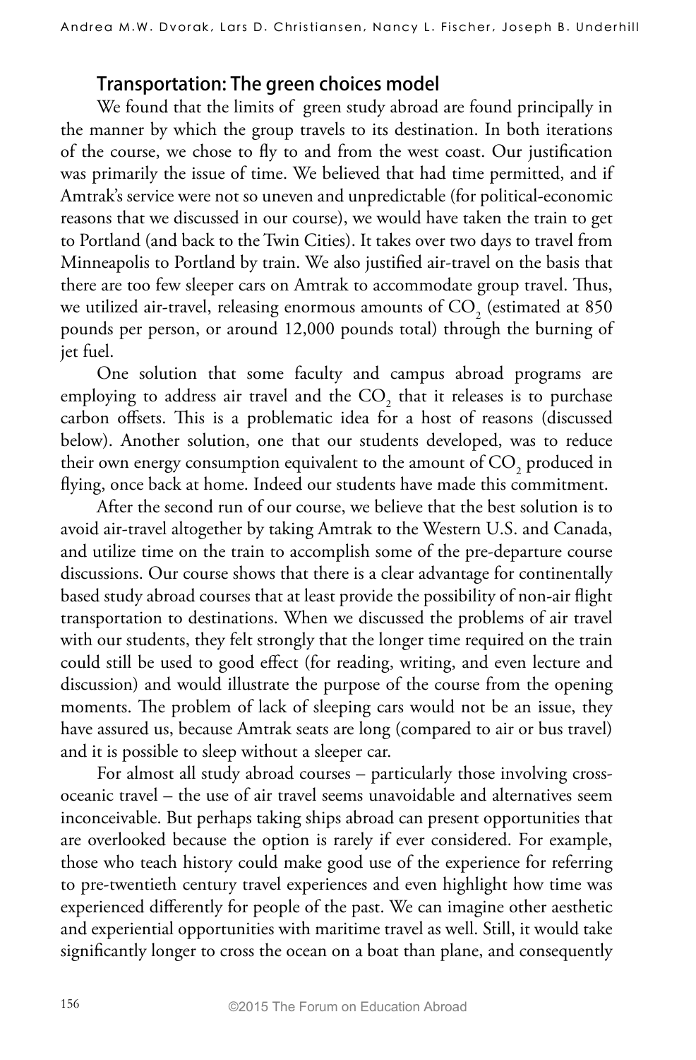## Transportation: The green choices model

We found that the limits of green study abroad are found principally in the manner by which the group travels to its destination. In both iterations of the course, we chose to fly to and from the west coast. Our justification was primarily the issue of time. We believed that had time permitted, and if Amtrak's service were not so uneven and unpredictable (for political-economic reasons that we discussed in our course), we would have taken the train to get to Portland (and back to the Twin Cities). It takes over two days to travel from Minneapolis to Portland by train. We also justified air-travel on the basis that there are too few sleeper cars on Amtrak to accommodate group travel. Thus, we utilized air-travel, releasing enormous amounts of $CO_2$ (estimated at 850 pounds per person, or around 12,000 pounds total) through the burning of jet fuel.

One solution that some faculty and campus abroad programs are employing to address air travel and the $CO_2$ that it releases is to purchase carbon offsets. This is a problematic idea for a host of reasons (discussed below). Another solution, one that our students developed, was to reduce their own energy consumption equivalent to the amount of $CO_2$ produced in flying, once back at home. Indeed our students have made this commitment.

After the second run of our course, we believe that the best solution is to avoid air-travel altogether by taking Amtrak to the Western U.S. and Canada, and utilize time on the train to accomplish some of the pre-departure course discussions. Our course shows that there is a clear advantage for continentally based study abroad courses that at least provide the possibility of non-air flight transportation to destinations. When we discussed the problems of air travel with our students, they felt strongly that the longer time required on the train could still be used to good effect (for reading, writing, and even lecture and discussion) and would illustrate the purpose of the course from the opening moments. The problem of lack of sleeping cars would not be an issue, they have assured us, because Amtrak seats are long (compared to air or bus travel) and it is possible to sleep without a sleeper car.

For almost all study abroad courses – particularly those involving cross-oceanic travel – the use of air travel seems unavoidable and alternatives seem inconceivable. But perhaps taking ships abroad can present opportunities that are overlooked because the option is rarely if ever considered. For example, those who teach history could make good use of the experience for referring to pre-twentieth century travel experiences and even highlight how time was experienced differently for people of the past. We can imagine other aesthetic and experiential opportunities with maritime travel as well. Still, it would take significantly longer to cross the ocean on a boat than plane, and consequently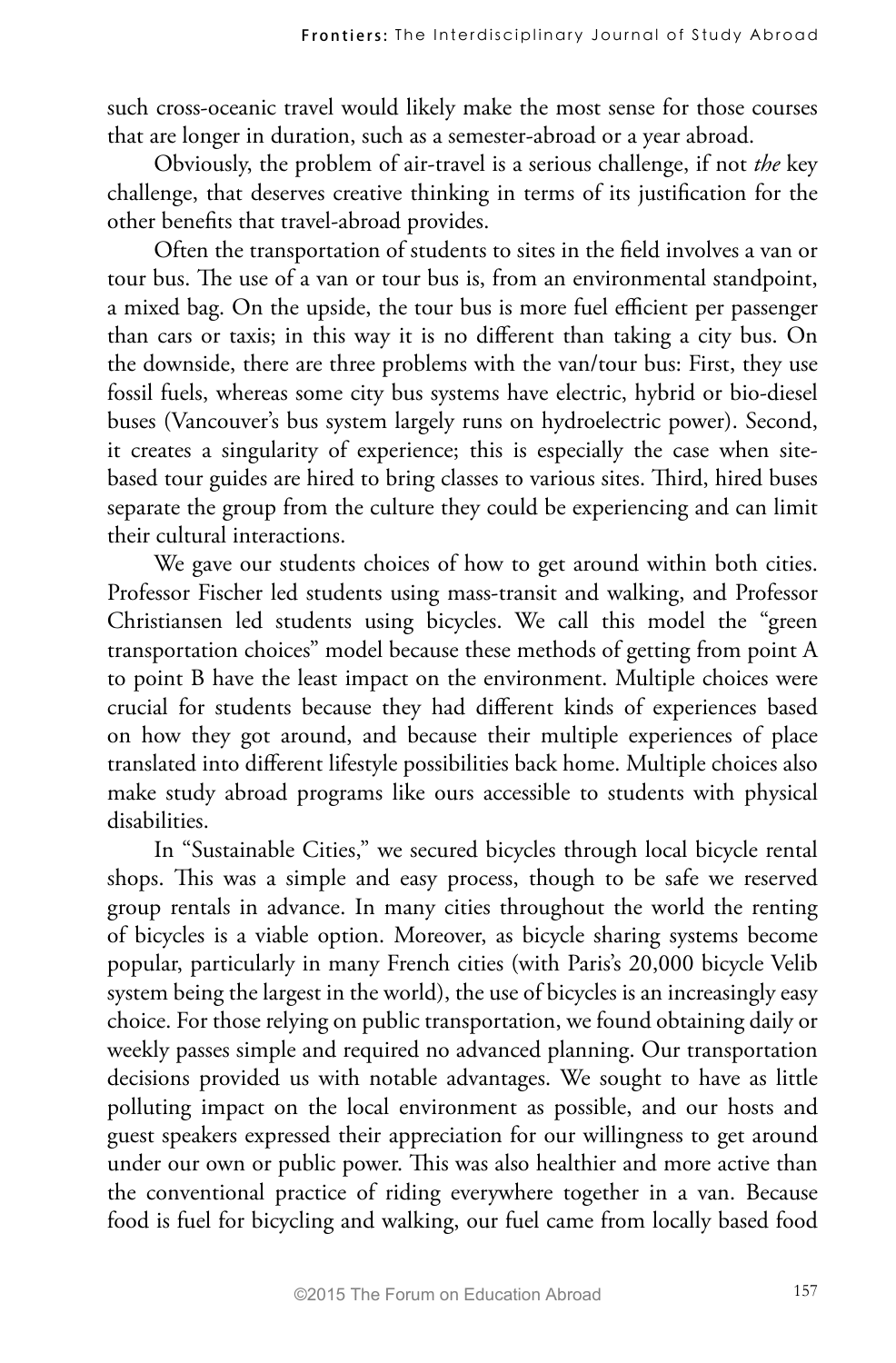such cross-oceanic travel would likely make the most sense for those courses that are longer in duration, such as a semester-abroad or a year abroad.

Obviously, the problem of air-travel is a serious challenge, if not *the* key challenge, that deserves creative thinking in terms of its justification for the other benefits that travel-abroad provides.

Often the transportation of students to sites in the field involves a van or tour bus. The use of a van or tour bus is, from an environmental standpoint, a mixed bag. On the upside, the tour bus is more fuel efficient per passenger than cars or taxis; in this way it is no different than taking a city bus. On the downside, there are three problems with the van/tour bus: First, they use fossil fuels, whereas some city bus systems have electric, hybrid or bio-diesel buses (Vancouver's bus system largely runs on hydroelectric power). Second, it creates a singularity of experience; this is especially the case when site-based tour guides are hired to bring classes to various sites. Third, hired buses separate the group from the culture they could be experiencing and can limit their cultural interactions.

We gave our students choices of how to get around within both cities. Professor Fischer led students using mass-transit and walking, and Professor Christiansen led students using bicycles. We call this model the "green transportation choices" model because these methods of getting from point A to point B have the least impact on the environment. Multiple choices were crucial for students because they had different kinds of experiences based on how they got around, and because their multiple experiences of place translated into different lifestyle possibilities back home. Multiple choices also make study abroad programs like ours accessible to students with physical disabilities.

In "Sustainable Cities," we secured bicycles through local bicycle rental shops. This was a simple and easy process, though to be safe we reserved group rentals in advance. In many cities throughout the world the renting of bicycles is a viable option. Moreover, as bicycle sharing systems become popular, particularly in many French cities (with Paris's 20,000 bicycle Velib system being the largest in the world), the use of bicycles is an increasingly easy choice. For those relying on public transportation, we found obtaining daily or weekly passes simple and required no advanced planning. Our transportation decisions provided us with notable advantages. We sought to have as little polluting impact on the local environment as possible, and our hosts and guest speakers expressed their appreciation for our willingness to get around under our own or public power. This was also healthier and more active than the conventional practice of riding everywhere together in a van. Because food is fuel for bicycling and walking, our fuel came from locally based food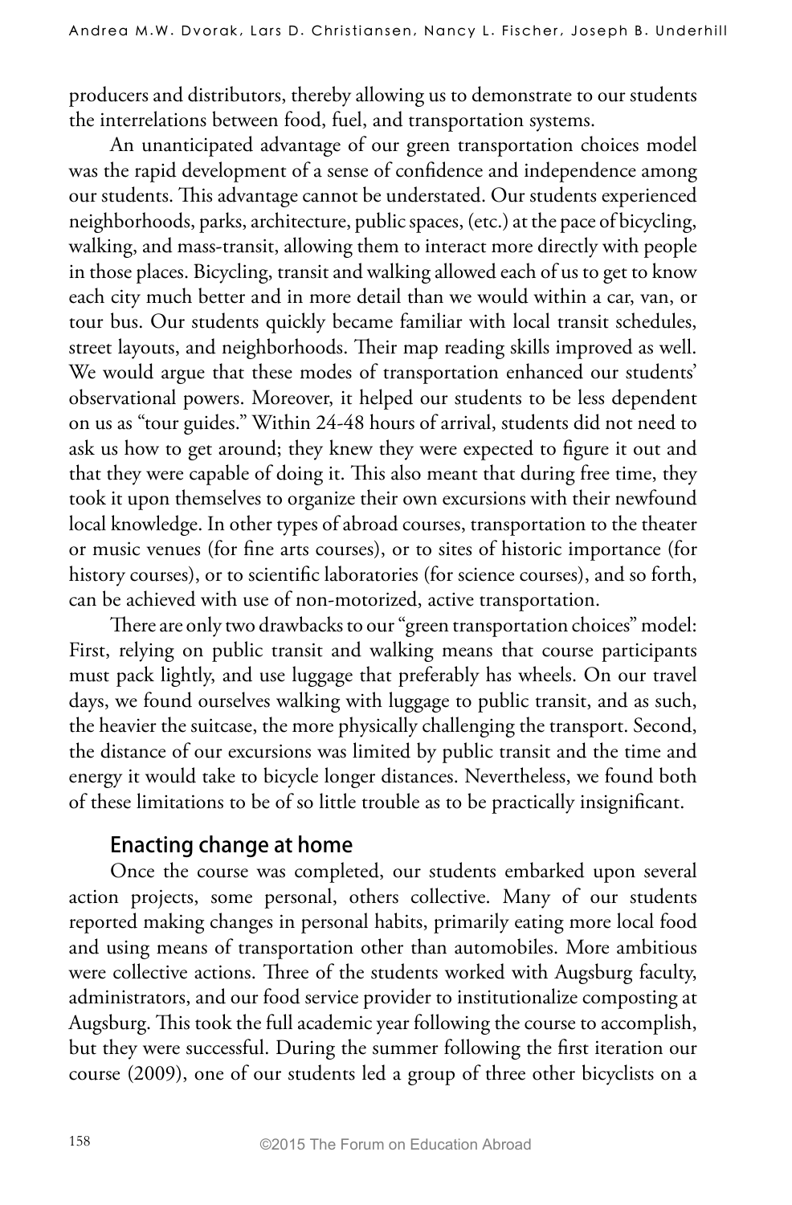producers and distributors, thereby allowing us to demonstrate to our students the interrelations between food, fuel, and transportation systems.

An unanticipated advantage of our green transportation choices model was the rapid development of a sense of confidence and independence among our students. This advantage cannot be understated. Our students experienced neighborhoods, parks, architecture, public spaces, (etc.) at the pace of bicycling, walking, and mass-transit, allowing them to interact more directly with people in those places. Bicycling, transit and walking allowed each of us to get to know each city much better and in more detail than we would within a car, van, or tour bus. Our students quickly became familiar with local transit schedules, street layouts, and neighborhoods. Their map reading skills improved as well. We would argue that these modes of transportation enhanced our students' observational powers. Moreover, it helped our students to be less dependent on us as "tour guides." Within 24-48 hours of arrival, students did not need to ask us how to get around; they knew they were expected to figure it out and that they were capable of doing it. This also meant that during free time, they took it upon themselves to organize their own excursions with their newfound local knowledge. In other types of abroad courses, transportation to the theater or music venues (for fine arts courses), or to sites of historic importance (for history courses), or to scientific laboratories (for science courses), and so forth, can be achieved with use of non-motorized, active transportation.

There are only two drawbacks to our "green transportation choices" model: First, relying on public transit and walking means that course participants must pack lightly, and use luggage that preferably has wheels. On our travel days, we found ourselves walking with luggage to public transit, and as such, the heavier the suitcase, the more physically challenging the transport. Second, the distance of our excursions was limited by public transit and the time and energy it would take to bicycle longer distances. Nevertheless, we found both of these limitations to be of so little trouble as to be practically insignificant.

## Enacting change at home

Once the course was completed, our students embarked upon several action projects, some personal, others collective. Many of our students reported making changes in personal habits, primarily eating more local food and using means of transportation other than automobiles. More ambitious were collective actions. Three of the students worked with Augsburg faculty, administrators, and our food service provider to institutionalize composting at Augsburg. This took the full academic year following the course to accomplish, but they were successful. During the summer following the first iteration our course (2009), one of our students led a group of three other bicyclists on a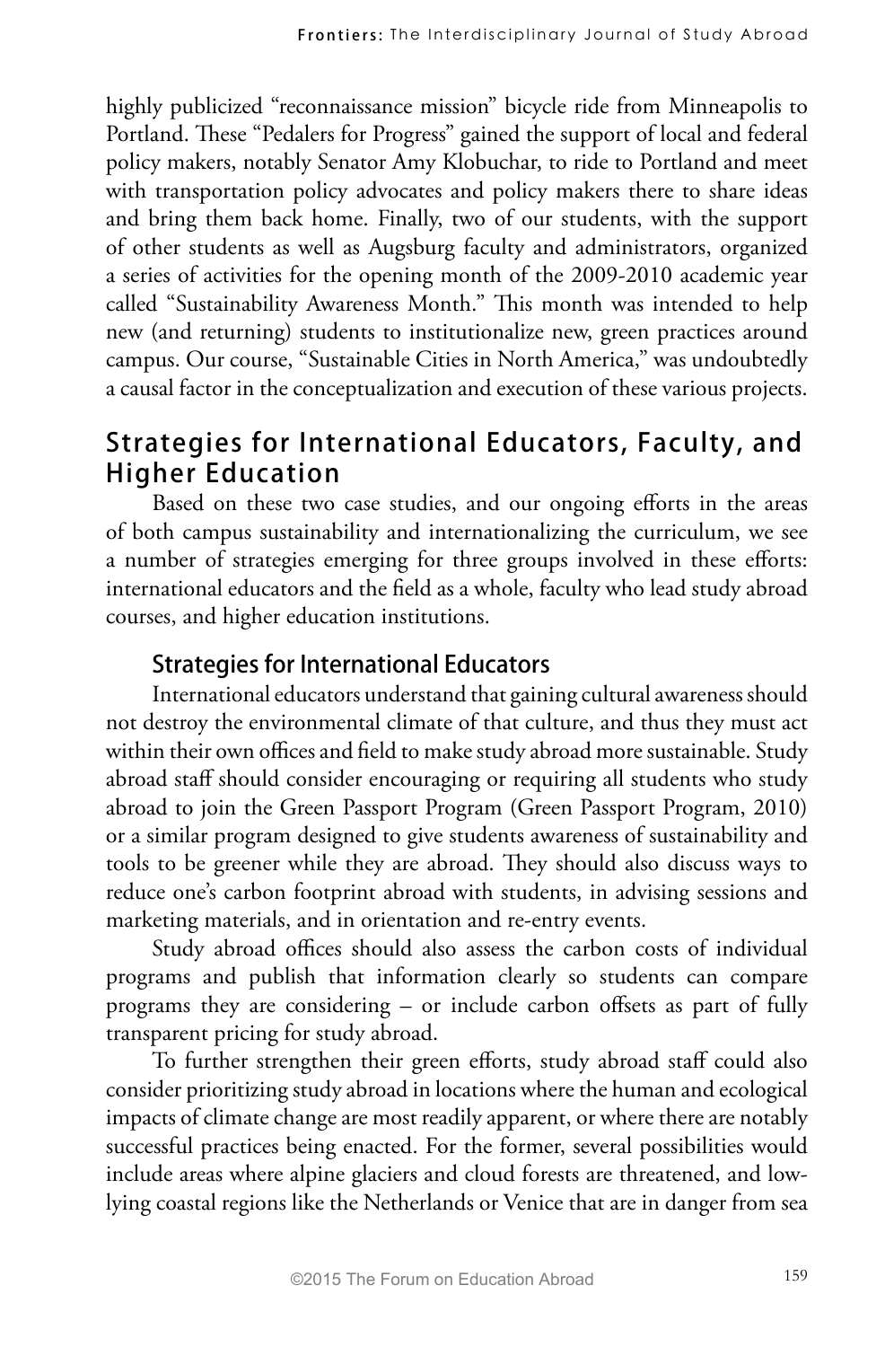highly publicized "reconnaissance mission" bicycle ride from Minneapolis to Portland. These "Pedalers for Progress" gained the support of local and federal policy makers, notably Senator Amy Klobuchar, to ride to Portland and meet with transportation policy advocates and policy makers there to share ideas and bring them back home. Finally, two of our students, with the support of other students as well as Augsburg faculty and administrators, organized a series of activities for the opening month of the 2009-2010 academic year called "Sustainability Awareness Month." This month was intended to help new (and returning) students to institutionalize new, green practices around campus. Our course, "Sustainable Cities in North America," was undoubtedly a causal factor in the conceptualization and execution of these various projects.

## Strategies for International Educators, Faculty, and Higher Education

Based on these two case studies, and our ongoing efforts in the areas of both campus sustainability and internationalizing the curriculum, we see a number of strategies emerging for three groups involved in these efforts: international educators and the field as a whole, faculty who lead study abroad courses, and higher education institutions.

### Strategies for International Educators

International educators understand that gaining cultural awareness should not destroy the environmental climate of that culture, and thus they must act within their own offices and field to make study abroad more sustainable. Study abroad staff should consider encouraging or requiring all students who study abroad to join the Green Passport Program (Green Passport Program, 2010) or a similar program designed to give students awareness of sustainability and tools to be greener while they are abroad. They should also discuss ways to reduce one's carbon footprint abroad with students, in advising sessions and marketing materials, and in orientation and re-entry events.

Study abroad offices should also assess the carbon costs of individual programs and publish that information clearly so students can compare programs they are considering – or include carbon offsets as part of fully transparent pricing for study abroad.

To further strengthen their green efforts, study abroad staff could also consider prioritizing study abroad in locations where the human and ecological impacts of climate change are most readily apparent, or where there are notably successful practices being enacted. For the former, several possibilities would include areas where alpine glaciers and cloud forests are threatened, and low-lying coastal regions like the Netherlands or Venice that are in danger from sea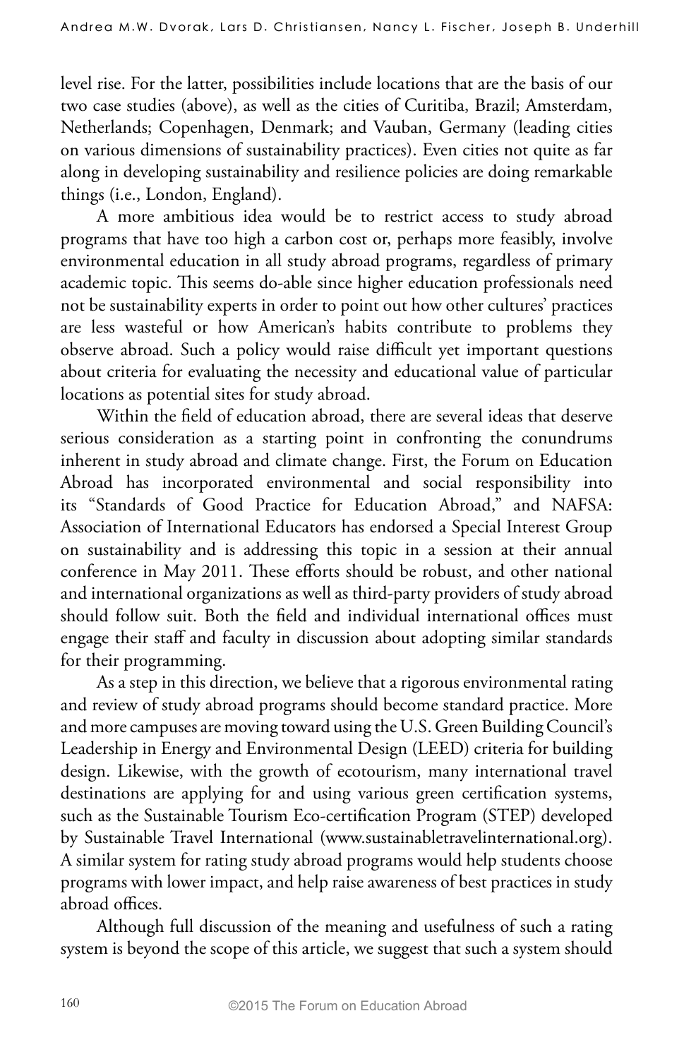level rise. For the latter, possibilities include locations that are the basis of our two case studies (above), as well as the cities of Curitiba, Brazil; Amsterdam, Netherlands; Copenhagen, Denmark; and Vauban, Germany (leading cities on various dimensions of sustainability practices). Even cities not quite as far along in developing sustainability and resilience policies are doing remarkable things (i.e., London, England).

A more ambitious idea would be to restrict access to study abroad programs that have too high a carbon cost or, perhaps more feasibly, involve environmental education in all study abroad programs, regardless of primary academic topic. This seems do-able since higher education professionals need not be sustainability experts in order to point out how other cultures' practices are less wasteful or how American's habits contribute to problems they observe abroad. Such a policy would raise difficult yet important questions about criteria for evaluating the necessity and educational value of particular locations as potential sites for study abroad.

Within the field of education abroad, there are several ideas that deserve serious consideration as a starting point in confronting the conundrums inherent in study abroad and climate change. First, the Forum on Education Abroad has incorporated environmental and social responsibility into its "Standards of Good Practice for Education Abroad," and NAFSA: Association of International Educators has endorsed a Special Interest Group on sustainability and is addressing this topic in a session at their annual conference in May 2011. These efforts should be robust, and other national and international organizations as well as third-party providers of study abroad should follow suit. Both the field and individual international offices must engage their staff and faculty in discussion about adopting similar standards for their programming.

As a step in this direction, we believe that a rigorous environmental rating and review of study abroad programs should become standard practice. More and more campuses are moving toward using the U.S. Green Building Council's Leadership in Energy and Environmental Design (LEED) criteria for building design. Likewise, with the growth of ecotourism, many international travel destinations are applying for and using various green certification systems, such as the Sustainable Tourism Eco-certification Program (STEP) developed by Sustainable Travel International (www.sustainabletravelinternational.org). A similar system for rating study abroad programs would help students choose programs with lower impact, and help raise awareness of best practices in study abroad offices.

Although full discussion of the meaning and usefulness of such a rating system is beyond the scope of this article, we suggest that such a system should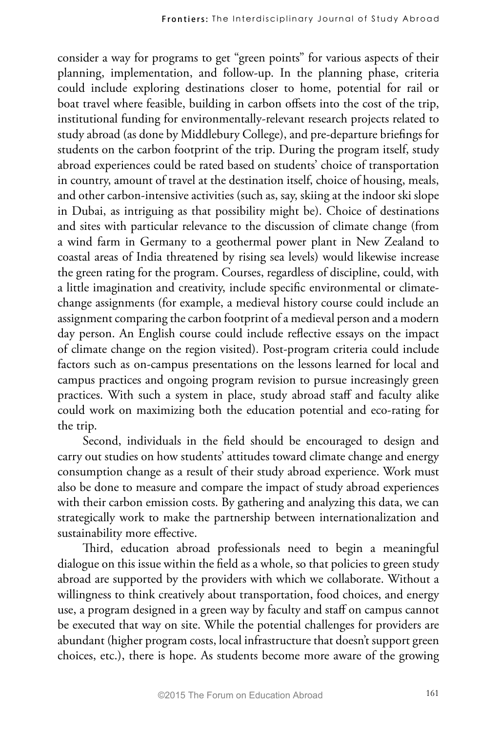consider a way for programs to get "green points" for various aspects of their planning, implementation, and follow-up. In the planning phase, criteria could include exploring destinations closer to home, potential for rail or boat travel where feasible, building in carbon offsets into the cost of the trip, institutional funding for environmentally-relevant research projects related to study abroad (as done by Middlebury College), and pre-departure briefings for students on the carbon footprint of the trip. During the program itself, study abroad experiences could be rated based on students' choice of transportation in country, amount of travel at the destination itself, choice of housing, meals, and other carbon-intensive activities (such as, say, skiing at the indoor ski slope in Dubai, as intriguing as that possibility might be). Choice of destinations and sites with particular relevance to the discussion of climate change (from a wind farm in Germany to a geothermal power plant in New Zealand to coastal areas of India threatened by rising sea levels) would likewise increase the green rating for the program. Courses, regardless of discipline, could, with a little imagination and creativity, include specific environmental or climate-change assignments (for example, a medieval history course could include an assignment comparing the carbon footprint of a medieval person and a modern day person. An English course could include reflective essays on the impact of climate change on the region visited). Post-program criteria could include factors such as on-campus presentations on the lessons learned for local and campus practices and ongoing program revision to pursue increasingly green practices. With such a system in place, study abroad staff and faculty alike could work on maximizing both the education potential and eco-rating for the trip.

Second, individuals in the field should be encouraged to design and carry out studies on how students' attitudes toward climate change and energy consumption change as a result of their study abroad experience. Work must also be done to measure and compare the impact of study abroad experiences with their carbon emission costs. By gathering and analyzing this data, we can strategically work to make the partnership between internationalization and sustainability more effective.

Third, education abroad professionals need to begin a meaningful dialogue on this issue within the field as a whole, so that policies to green study abroad are supported by the providers with which we collaborate. Without a willingness to think creatively about transportation, food choices, and energy use, a program designed in a green way by faculty and staff on campus cannot be executed that way on site. While the potential challenges for providers are abundant (higher program costs, local infrastructure that doesn't support green choices, etc.), there is hope. As students become more aware of the growing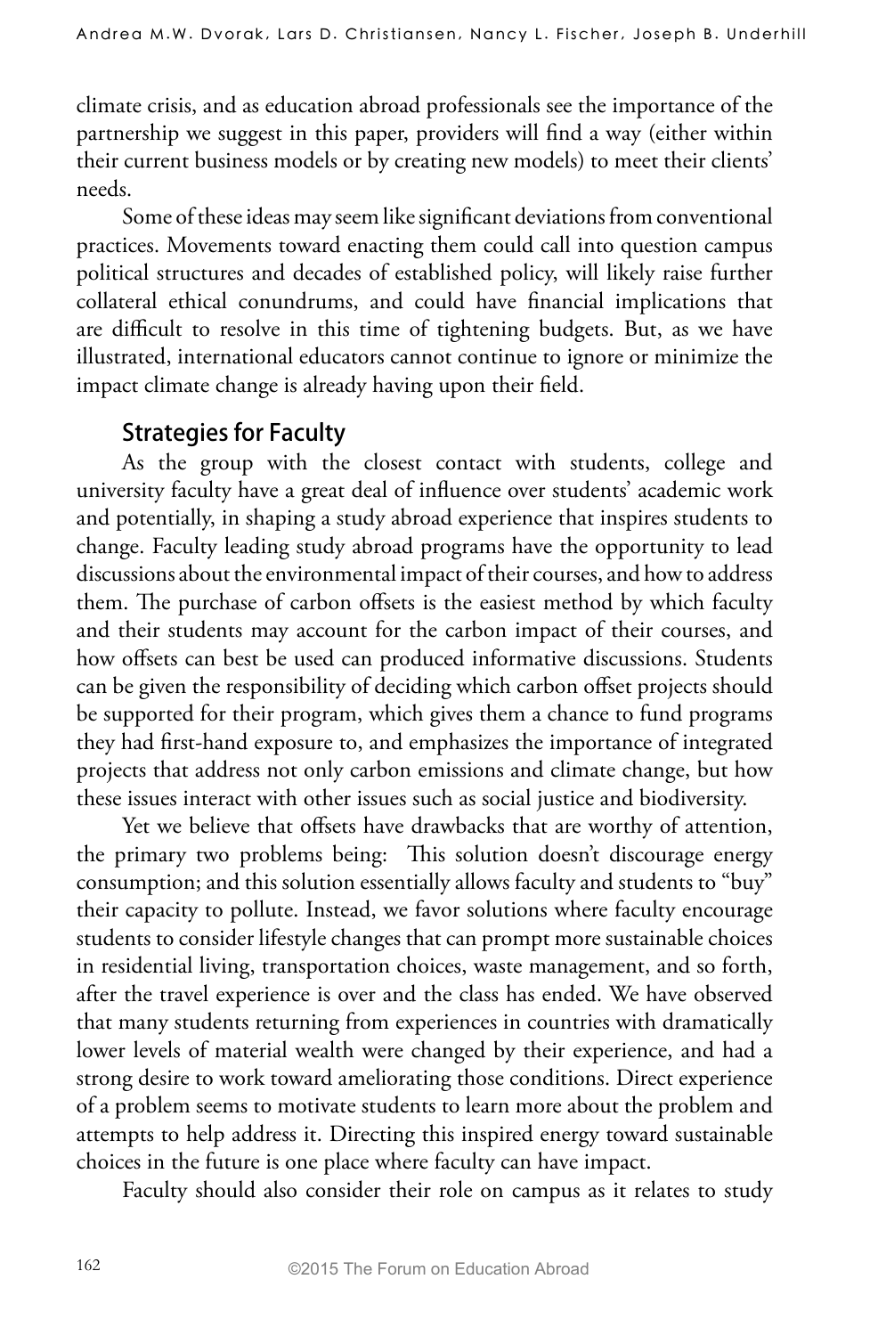climate crisis, and as education abroad professionals see the importance of the partnership we suggest in this paper, providers will find a way (either within their current business models or by creating new models) to meet their clients' needs.

Some of these ideas may seem like significant deviations from conventional practices. Movements toward enacting them could call into question campus political structures and decades of established policy, will likely raise further collateral ethical conundrums, and could have financial implications that are difficult to resolve in this time of tightening budgets. But, as we have illustrated, international educators cannot continue to ignore or minimize the impact climate change is already having upon their field.

### Strategies for Faculty

As the group with the closest contact with students, college and university faculty have a great deal of influence over students' academic work and potentially, in shaping a study abroad experience that inspires students to change. Faculty leading study abroad programs have the opportunity to lead discussions about the environmental impact of their courses, and how to address them. The purchase of carbon offsets is the easiest method by which faculty and their students may account for the carbon impact of their courses, and how offsets can best be used can produced informative discussions. Students can be given the responsibility of deciding which carbon offset projects should be supported for their program, which gives them a chance to fund programs they had first-hand exposure to, and emphasizes the importance of integrated projects that address not only carbon emissions and climate change, but how these issues interact with other issues such as social justice and biodiversity.

Yet we believe that offsets have drawbacks that are worthy of attention, the primary two problems being: This solution doesn't discourage energy consumption; and this solution essentially allows faculty and students to "buy" their capacity to pollute. Instead, we favor solutions where faculty encourage students to consider lifestyle changes that can prompt more sustainable choices in residential living, transportation choices, waste management, and so forth, after the travel experience is over and the class has ended. We have observed that many students returning from experiences in countries with dramatically lower levels of material wealth were changed by their experience, and had a strong desire to work toward ameliorating those conditions. Direct experience of a problem seems to motivate students to learn more about the problem and attempts to help address it. Directing this inspired energy toward sustainable choices in the future is one place where faculty can have impact.

Faculty should also consider their role on campus as it relates to study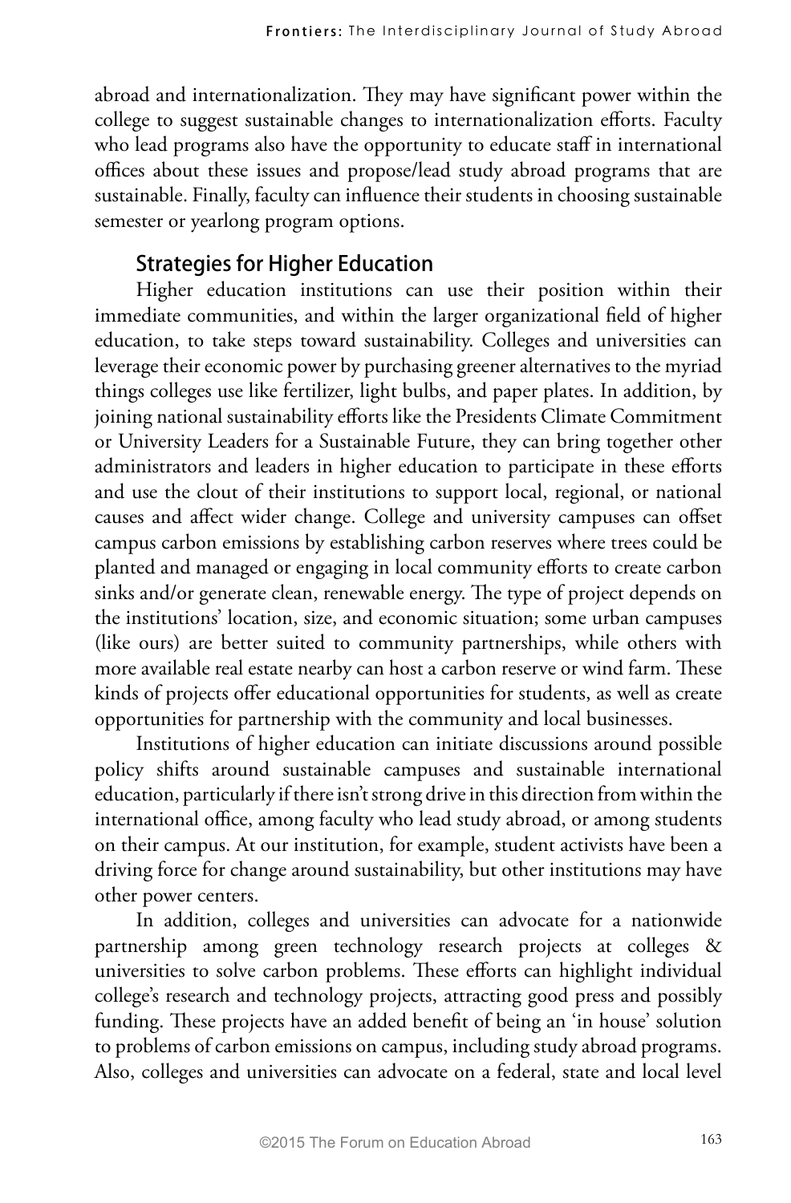abroad and internationalization. They may have significant power within the college to suggest sustainable changes to internationalization efforts. Faculty who lead programs also have the opportunity to educate staff in international offices about these issues and propose/lead study abroad programs that are sustainable. Finally, faculty can influence their students in choosing sustainable semester or yearlong program options.

## Strategies for Higher Education

Higher education institutions can use their position within their immediate communities, and within the larger organizational field of higher education, to take steps toward sustainability. Colleges and universities can leverage their economic power by purchasing greener alternatives to the myriad things colleges use like fertilizer, light bulbs, and paper plates. In addition, by joining national sustainability efforts like the Presidents Climate Commitment or University Leaders for a Sustainable Future, they can bring together other administrators and leaders in higher education to participate in these efforts and use the clout of their institutions to support local, regional, or national causes and affect wider change. College and university campuses can offset campus carbon emissions by establishing carbon reserves where trees could be planted and managed or engaging in local community efforts to create carbon sinks and/or generate clean, renewable energy. The type of project depends on the institutions' location, size, and economic situation; some urban campuses (like ours) are better suited to community partnerships, while others with more available real estate nearby can host a carbon reserve or wind farm. These kinds of projects offer educational opportunities for students, as well as create opportunities for partnership with the community and local businesses.

Institutions of higher education can initiate discussions around possible policy shifts around sustainable campuses and sustainable international education, particularly if there isn't strong drive in this direction from within the international office, among faculty who lead study abroad, or among students on their campus. At our institution, for example, student activists have been a driving force for change around sustainability, but other institutions may have other power centers.

In addition, colleges and universities can advocate for a nationwide partnership among green technology research projects at colleges & universities to solve carbon problems. These efforts can highlight individual college's research and technology projects, attracting good press and possibly funding. These projects have an added benefit of being an 'in house' solution to problems of carbon emissions on campus, including study abroad programs. Also, colleges and universities can advocate on a federal, state and local level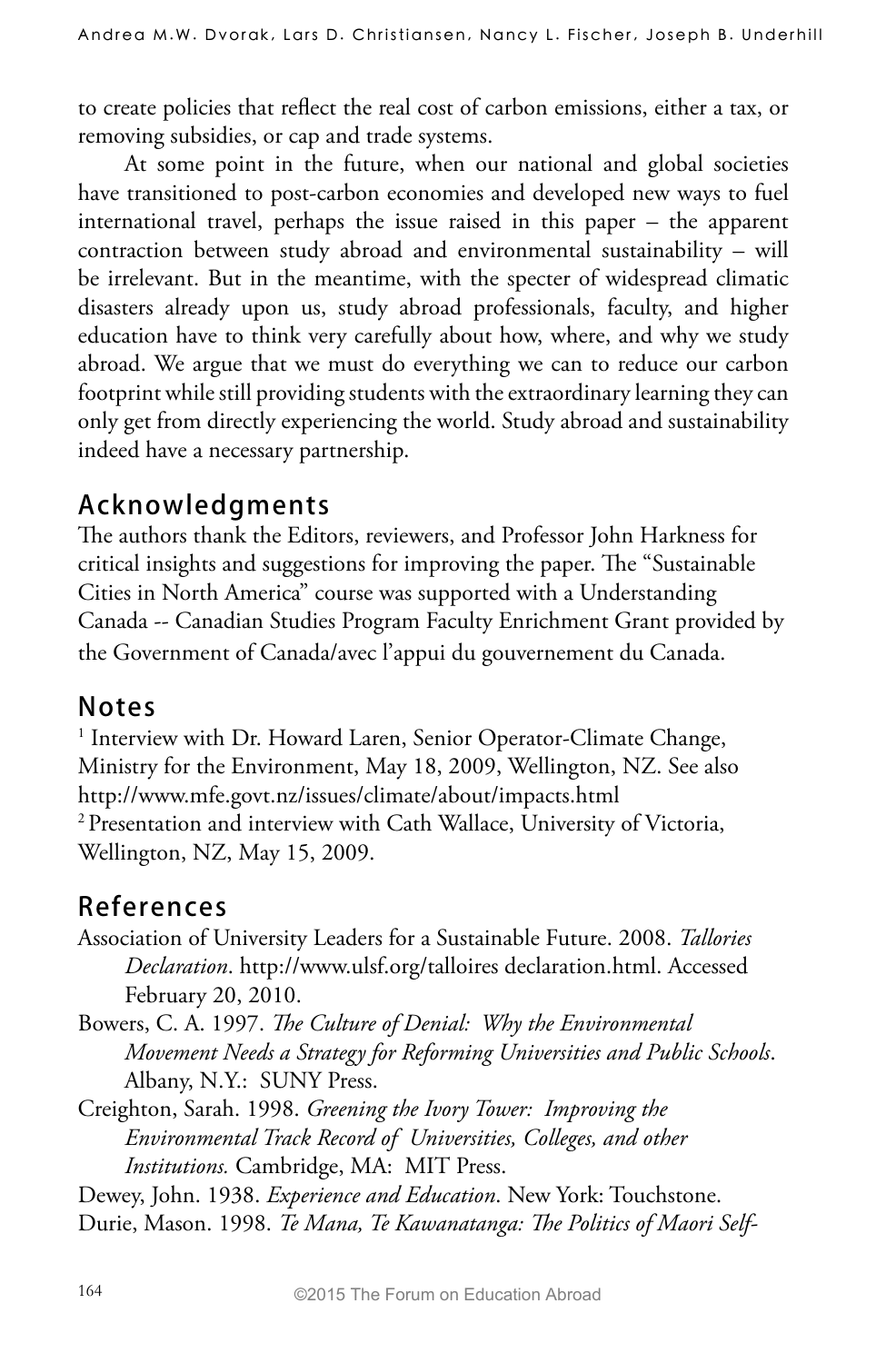to create policies that reflect the real cost of carbon emissions, either a tax, or removing subsidies, or cap and trade systems.

At some point in the future, when our national and global societies have transitioned to post-carbon economies and developed new ways to fuel international travel, perhaps the issue raised in this paper – the apparent contraction between study abroad and environmental sustainability – will be irrelevant. But in the meantime, with the specter of widespread climatic disasters already upon us, study abroad professionals, faculty, and higher education have to think very carefully about how, where, and why we study abroad. We argue that we must do everything we can to reduce our carbon footprint while still providing students with the extraordinary learning they can only get from directly experiencing the world. Study abroad and sustainability indeed have a necessary partnership.

## Acknowledgments

The authors thank the Editors, reviewers, and Professor John Harkness for critical insights and suggestions for improving the paper. The "Sustainable Cities in North America" course was supported with a Understanding Canada -- Canadian Studies Program Faculty Enrichment Grant provided by the Government of Canada/avec l'appui du gouvernement du Canada.

## Notes

[1] Interview with Dr. Howard Laren, Senior Operator-Climate Change, Ministry for the Environment, May 18, 2009, Wellington, NZ. See also http://www.mfe.govt.nz/issues/climate/about/impacts.html

[2] Presentation and interview with Cath Wallace, University of Victoria, Wellington, NZ, May 15, 2009.

## References

Association of University Leaders for a Sustainable Future. 2008. *Tallories Declaration*. http://www.ulsf.org/talloires declaration.html. Accessed February 20, 2010.

Bowers, C. A. 1997. *The Culture of Denial: Why the Environmental Movement Needs a Strategy for Reforming Universities and Public Schools*. Albany, N.Y.: SUNY Press.

Creighton, Sarah. 1998. *Greening the Ivory Tower: Improving the Environmental Track Record of Universities, Colleges, and other Institutions.* Cambridge, MA: MIT Press.

Dewey, John. 1938. *Experience and Education*. New York: Touchstone.

Durie, Mason. 1998. *Te Mana, Te Kawanatanga: The Politics of Maori Self-*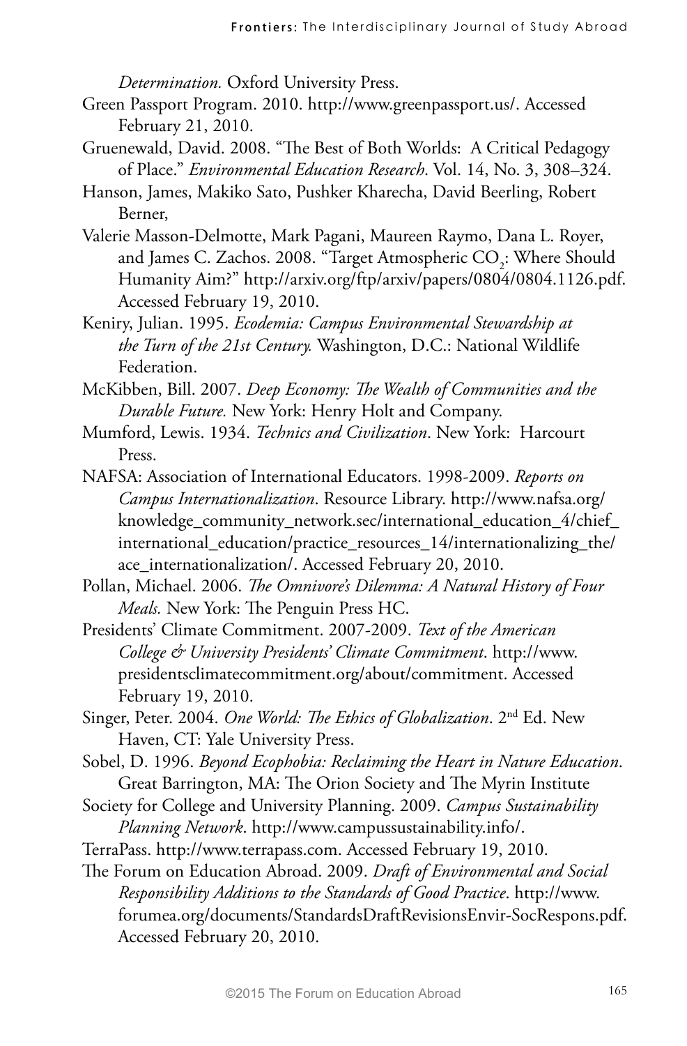*Determination.* Oxford University Press.

Green Passport Program. 2010. http://www.greenpassport.us/. Accessed February 21, 2010.

Gruenewald, David. 2008. "The Best of Both Worlds: A Critical Pedagogy of Place." *Environmental Education Research*. Vol. 14, No. 3, 308–324.

Hanson, James, Makiko Sato, Pushker Kharecha, David Beerling, Robert Berner,

Valerie Masson-Delmotte, Mark Pagani, Maureen Raymo, Dana L. Royer, and James C. Zachos. 2008. "Target Atmospheric $CO_2$: Where Should Humanity Aim?" http://arxiv.org/ftp/arxiv/papers/0804/0804.1126.pdf. Accessed February 19, 2010.

Keniry, Julian. 1995. *Ecodemia: Campus Environmental Stewardship at the Turn of the 21st Century.* Washington, D.C.: National Wildlife Federation.

McKibben, Bill. 2007. *Deep Economy: The Wealth of Communities and the Durable Future.* New York: Henry Holt and Company.

Mumford, Lewis. 1934. *Technics and Civilization*. New York: Harcourt Press.

NAFSA: Association of International Educators. 1998-2009. *Reports on Campus Internationalization*. Resource Library. http://www.nafsa.org/knowledge_community_network.sec/international_education_4/chief_international_education/practice_resources_14/internationalizing_the/ace_internationalization/. Accessed February 20, 2010.

Pollan, Michael. 2006. *The Omnivore's Dilemma: A Natural History of Four Meals.* New York: The Penguin Press HC.

Presidents' Climate Commitment. 2007-2009. *Text of the American College & University Presidents' Climate Commitment*. http://www.presidentsclimatecommitment.org/about/commitment. Accessed February 19, 2010.

Singer, Peter. 2004. *One World: The Ethics of Globalization*. 2nd Ed. New Haven, CT: Yale University Press.

Sobel, D. 1996. *Beyond Ecophobia: Reclaiming the Heart in Nature Education*. Great Barrington, MA: The Orion Society and The Myrin Institute

Society for College and University Planning. 2009. *Campus Sustainability Planning Network*. http://www.campussustainability.info/.

TerraPass. http://www.terrapass.com. Accessed February 19, 2010.

The Forum on Education Abroad. 2009. *Draft of Environmental and Social Responsibility Additions to the Standards of Good Practice*. http://www.forumea.org/documents/StandardsDraftRevisionsEnvir-SocRespons.pdf. Accessed February 20, 2010.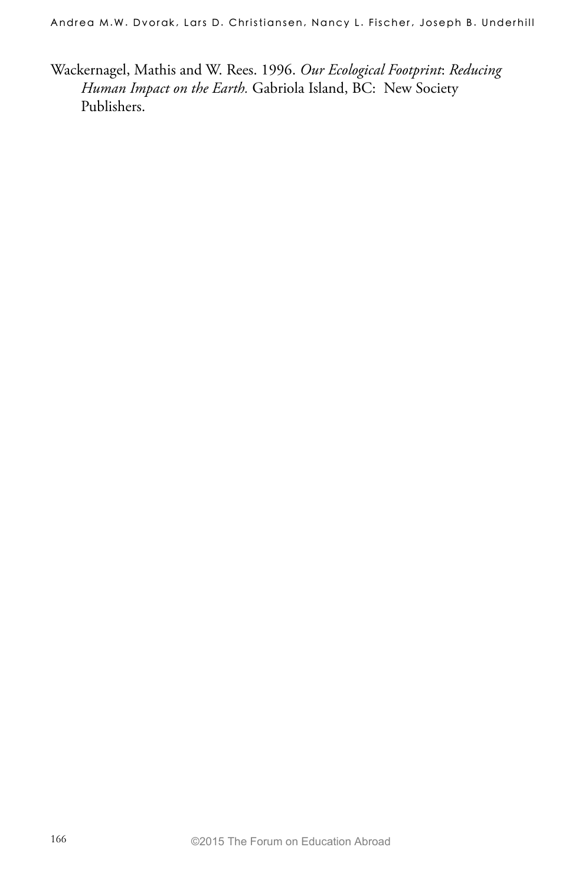Wackernagel, Mathis and W. Rees. 1996. *Our Ecological Footprint*: *Reducing Human Impact on the Earth.* Gabriola Island, BC: New Society Publishers.